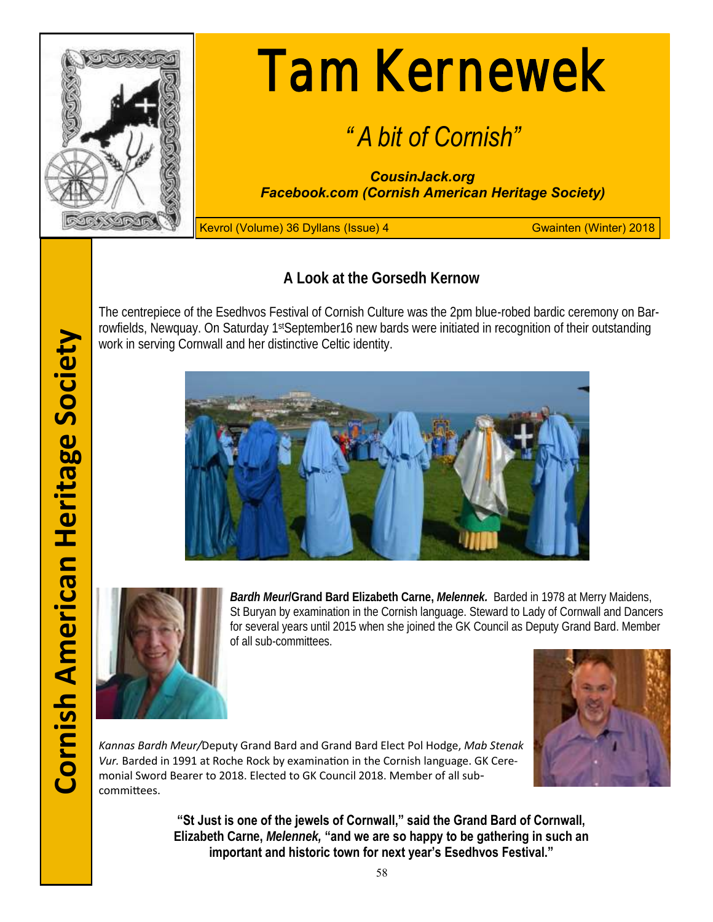# Tam Kernewek

## *"A bit of Cornish"*

***CousinJack.org***
***Facebook.com (Cornish American Heritage Society)***

Kevrol (Volume) 36 Dyllans (Issue) 4 — Gwainten (Winter) 2018

**Cornish American Heritage Society**

### A Look at the Gorsedh Kernow

The centrepiece of the Esedhvos Festival of Cornish Culture was the 2pm blue-robed bardic ceremony on Barrowfields, Newquay. On Saturday 1st September16 new bards were initiated in recognition of their outstanding work in serving Cornwall and her distinctive Celtic identity.

***Bardh Meur/*Grand Bard Elizabeth Carne, *Melennek.*** Barded in 1978 at Merry Maidens, St Buryan by examination in the Cornish language. Steward to Lady of Cornwall and Dancers for several years until 2015 when she joined the GK Council as Deputy Grand Bard. Member of all sub-committees.

*Kannas Bardh Meur/*Deputy Grand Bard and Grand Bard Elect Pol Hodge, *Mab Stenak Vur.* Barded in 1991 at Roche Rock by examination in the Cornish language. GK Ceremonial Sword Bearer to 2018. Elected to GK Council 2018. Member of all sub-committees.

**"St Just is one of the jewels of Cornwall," said the Grand Bard of Cornwall, Elizabeth Carne, *Melennek,* "and we are so happy to be gathering in such an important and historic town for next year's Esedhvos Festival."**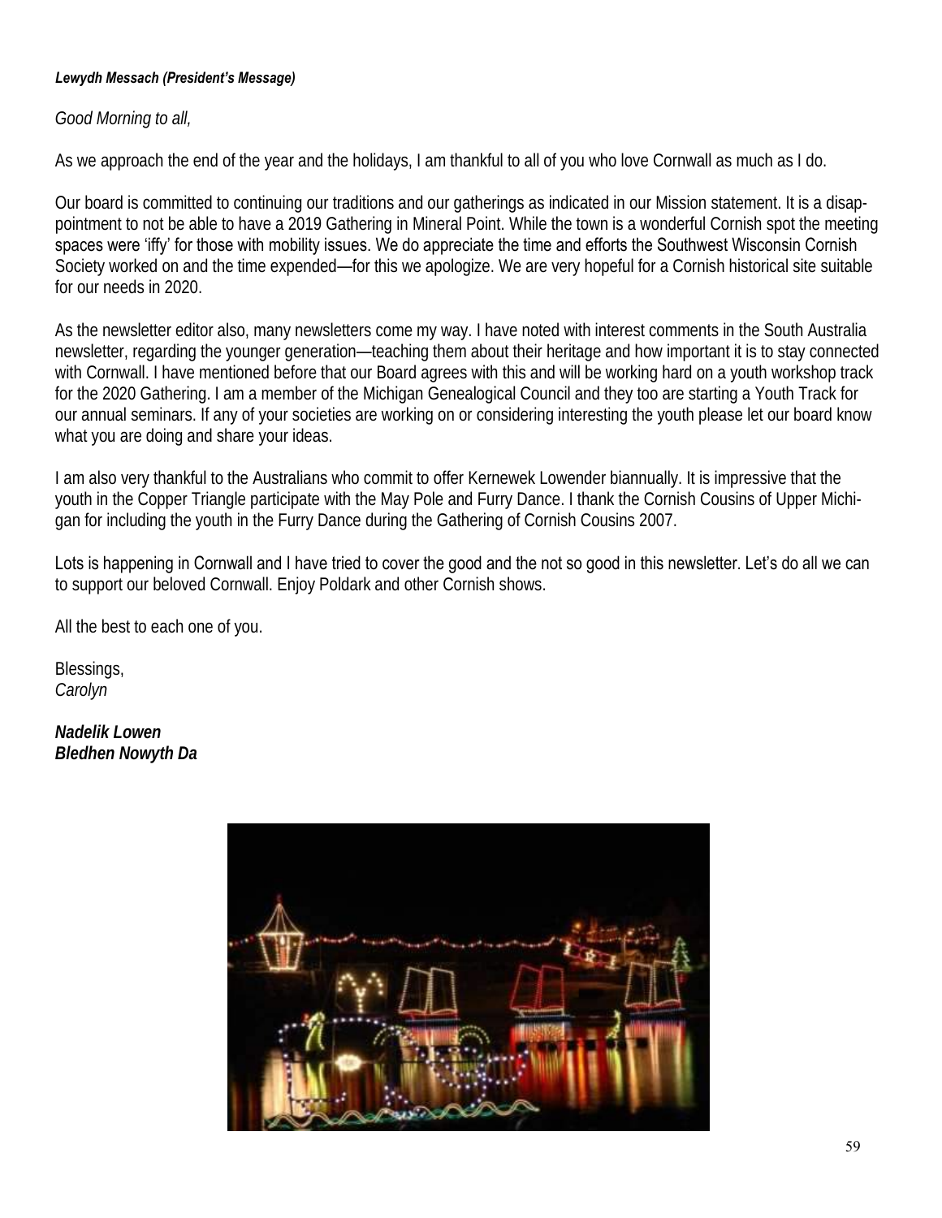***Lewydh Messach (President's Message)***

*Good Morning to all,*

As we approach the end of the year and the holidays, I am thankful to all of you who love Cornwall as much as I do.

Our board is committed to continuing our traditions and our gatherings as indicated in our Mission statement. It is a disappointment to not be able to have a 2019 Gathering in Mineral Point. While the town is a wonderful Cornish spot the meeting spaces were 'iffy' for those with mobility issues. We do appreciate the time and efforts the Southwest Wisconsin Cornish Society worked on and the time expended—for this we apologize. We are very hopeful for a Cornish historical site suitable for our needs in 2020.

As the newsletter editor also, many newsletters come my way. I have noted with interest comments in the South Australia newsletter, regarding the younger generation—teaching them about their heritage and how important it is to stay connected with Cornwall. I have mentioned before that our Board agrees with this and will be working hard on a youth workshop track for the 2020 Gathering. I am a member of the Michigan Genealogical Council and they too are starting a Youth Track for our annual seminars. If any of your societies are working on or considering interesting the youth please let our board know what you are doing and share your ideas.

I am also very thankful to the Australians who commit to offer Kernewek Lowender biannually. It is impressive that the youth in the Copper Triangle participate with the May Pole and Furry Dance. I thank the Cornish Cousins of Upper Michigan for including the youth in the Furry Dance during the Gathering of Cornish Cousins 2007.

Lots is happening in Cornwall and I have tried to cover the good and the not so good in this newsletter. Let's do all we can to support our beloved Cornwall. Enjoy Poldark and other Cornish shows.

All the best to each one of you.

Blessings,
*Carolyn*

***Nadelik Lowen***
***Bledhen Nowyth Da***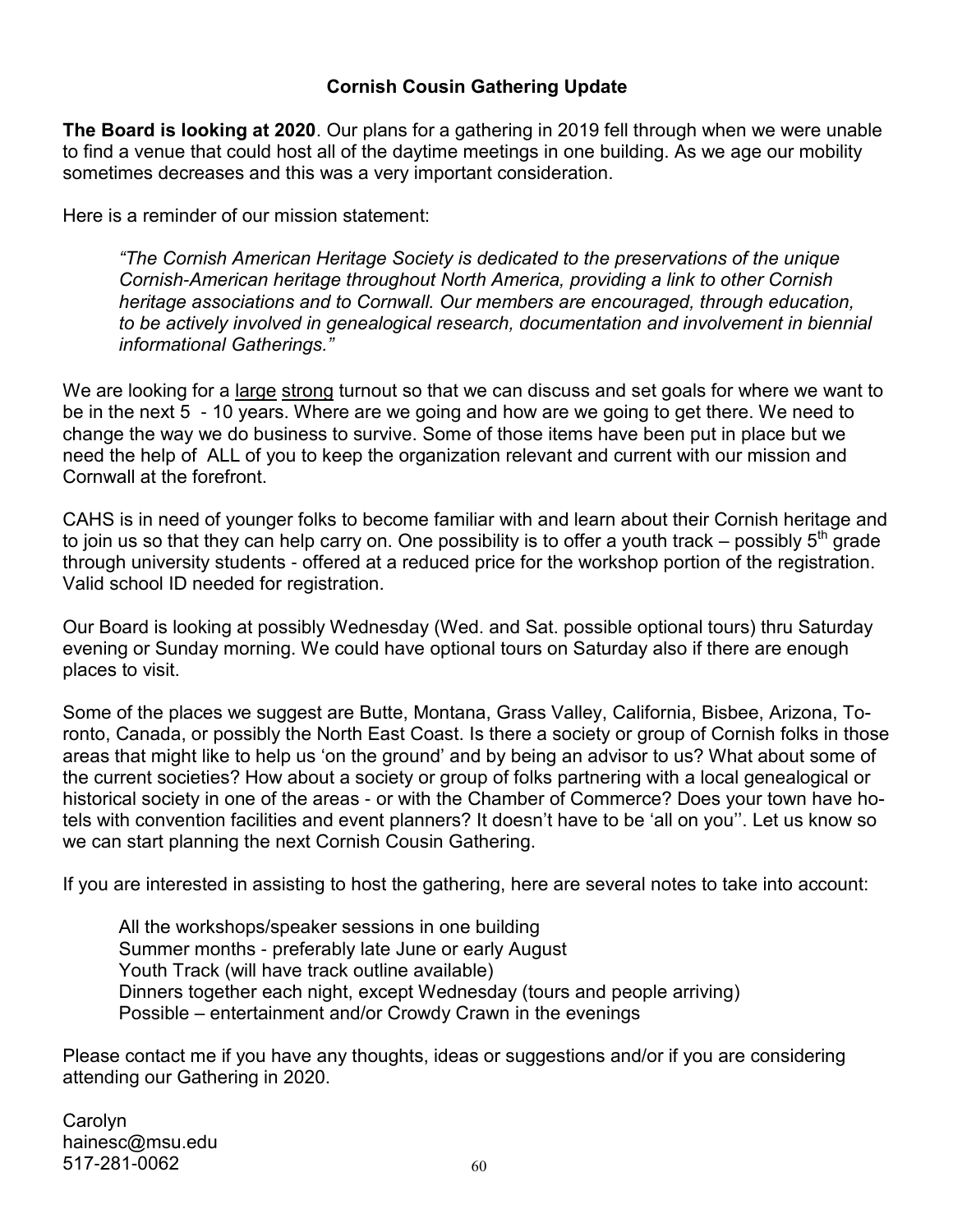## Cornish Cousin Gathering Update

**The Board is looking at 2020**. Our plans for a gathering in 2019 fell through when we were unable to find a venue that could host all of the daytime meetings in one building. As we age our mobility sometimes decreases and this was a very important consideration.

Here is a reminder of our mission statement:

> *"The Cornish American Heritage Society is dedicated to the preservations of the unique Cornish-American heritage throughout North America, providing a link to other Cornish heritage associations and to Cornwall. Our members are encouraged, through education, to be actively involved in genealogical research, documentation and involvement in biennial informational Gatherings."*

We are looking for a <u>large</u> <u>strong</u> turnout so that we can discuss and set goals for where we want to be in the next 5 - 10 years. Where are we going and how are we going to get there. We need to change the way we do business to survive. Some of those items have been put in place but we need the help of ALL of you to keep the organization relevant and current with our mission and Cornwall at the forefront.

CAHS is in need of younger folks to become familiar with and learn about their Cornish heritage and to join us so that they can help carry on. One possibility is to offer a youth track – possibly 5th grade through university students - offered at a reduced price for the workshop portion of the registration. Valid school ID needed for registration.

Our Board is looking at possibly Wednesday (Wed. and Sat. possible optional tours) thru Saturday evening or Sunday morning. We could have optional tours on Saturday also if there are enough places to visit.

Some of the places we suggest are Butte, Montana, Grass Valley, California, Bisbee, Arizona, Toronto, Canada, or possibly the North East Coast. Is there a society or group of Cornish folks in those areas that might like to help us 'on the ground' and by being an advisor to us? What about some of the current societies? How about a society or group of folks partnering with a local genealogical or historical society in one of the areas - or with the Chamber of Commerce? Does your town have hotels with convention facilities and event planners? It doesn't have to be 'all on you''. Let us know so we can start planning the next Cornish Cousin Gathering.

If you are interested in assisting to host the gathering, here are several notes to take into account:

- All the workshops/speaker sessions in one building
- Summer months - preferably late June or early August
- Youth Track (will have track outline available)
- Dinners together each night, except Wednesday (tours and people arriving)
- Possible – entertainment and/or Crowdy Crawn in the evenings

Please contact me if you have any thoughts, ideas or suggestions and/or if you are considering attending our Gathering in 2020.

Carolyn
hainesc@msu.edu
517-281-0062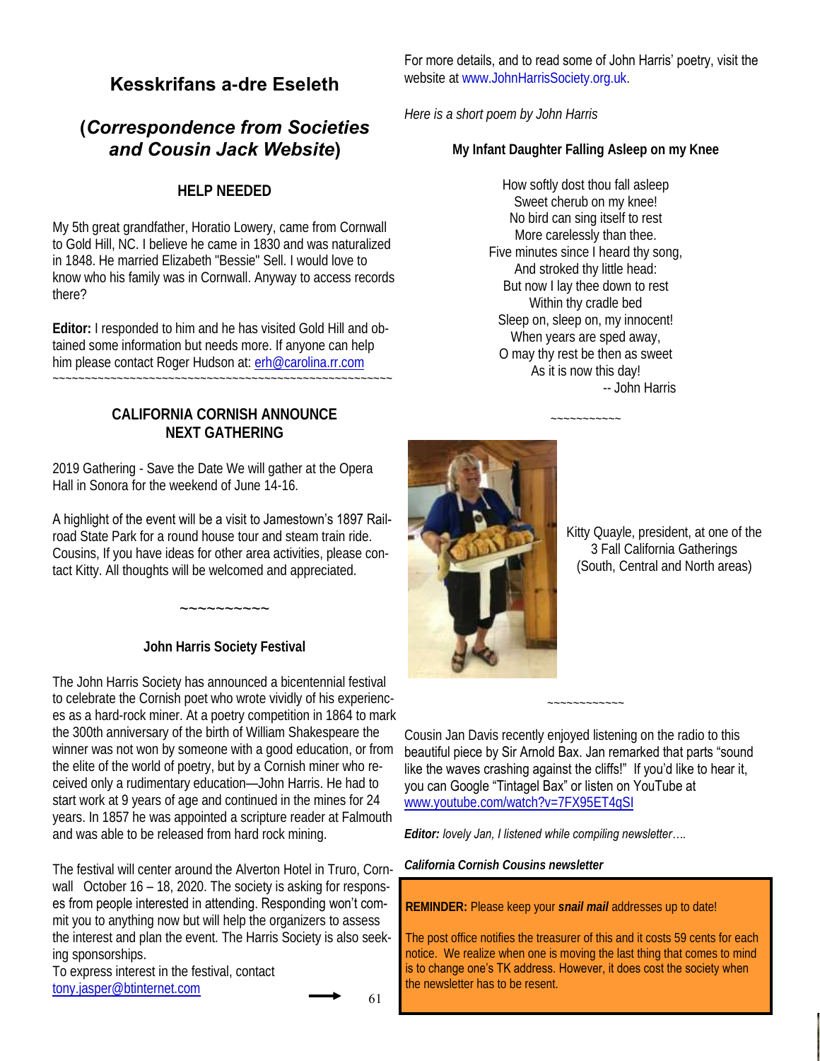## Kesskrifans a-dre Eseleth

## (*Correspondence from Societies and Cousin Jack Website*)

### HELP NEEDED

My 5th great grandfather, Horatio Lowery, came from Cornwall to Gold Hill, NC. I believe he came in 1830 and was naturalized in 1848. He married Elizabeth "Bessie" Sell. I would love to know who his family was in Cornwall. Anyway to access records there?

**Editor:** I responded to him and he has visited Gold Hill and obtained some information but needs more. If anyone can help him please contact Roger Hudson at: erh@carolina.rr.com

~~~~~~~~~~~~~~~~~~~~~~~~~~~~~~~~~~~~~~~~~~~~~~~~~~~~~~~~~~~

### CALIFORNIA CORNISH ANNOUNCE NEXT GATHERING

2019 Gathering - Save the Date We will gather at the Opera Hall in Sonora for the weekend of June 14-16.

A highlight of the event will be a visit to Jamestown's 1897 Railroad State Park for a round house tour and steam train ride. Cousins, If you have ideas for other area activities, please contact Kitty. All thoughts will be welcomed and appreciated.

~~~~~~~~~~

### John Harris Society Festival

The John Harris Society has announced a bicentennial festival to celebrate the Cornish poet who wrote vividly of his experiences as a hard-rock miner. At a poetry competition in 1864 to mark the 300th anniversary of the birth of William Shakespeare the winner was not won by someone with a good education, or from the elite of the world of poetry, but by a Cornish miner who received only a rudimentary education—John Harris. He had to start work at 9 years of age and continued in the mines for 24 years. In 1857 he was appointed a scripture reader at Falmouth and was able to be released from hard rock mining.

The festival will center around the Alverton Hotel in Truro, Cornwall October 16 – 18, 2020. The society is asking for responses from people interested in attending. Responding won't commit you to anything now but will help the organizers to assess the interest and plan the event. The Harris Society is also seeking sponsorships.
To express interest in the festival, contact tony.jasper@btinternet.com

For more details, and to read some of John Harris' poetry, visit the website at www.JohnHarrisSociety.org.uk.

*Here is a short poem by John Harris*

**My Infant Daughter Falling Asleep on my Knee**

How softly dost thou fall asleep
Sweet cherub on my knee!
No bird can sing itself to rest
More carelessly than thee.
Five minutes since I heard thy song,
And stroked thy little head:
But now I lay thee down to rest
Within thy cradle bed
Sleep on, sleep on, my innocent!
When years are sped away,
O may thy rest be then as sweet
As it is now this day!
-- John Harris

~~~~~~~~~~~

Kitty Quayle, president, at one of the 3 Fall California Gatherings (South, Central and North areas)

~~~~~~~~~~~~~

Cousin Jan Davis recently enjoyed listening on the radio to this beautiful piece by Sir Arnold Bax. Jan remarked that parts "sound like the waves crashing against the cliffs!" If you'd like to hear it, you can Google "Tintagel Bax" or listen on YouTube at www.youtube.com/watch?v=7FX95ET4qSI

***Editor:** lovely Jan, I listened while compiling newsletter….*

***California Cornish Cousins newsletter***

**REMINDER:** Please keep your ***snail mail*** addresses up to date!

The post office notifies the treasurer of this and it costs 59 cents for each notice. We realize when one is moving the last thing that comes to mind is to change one's TK address. However, it does cost the society when the newsletter has to be resent.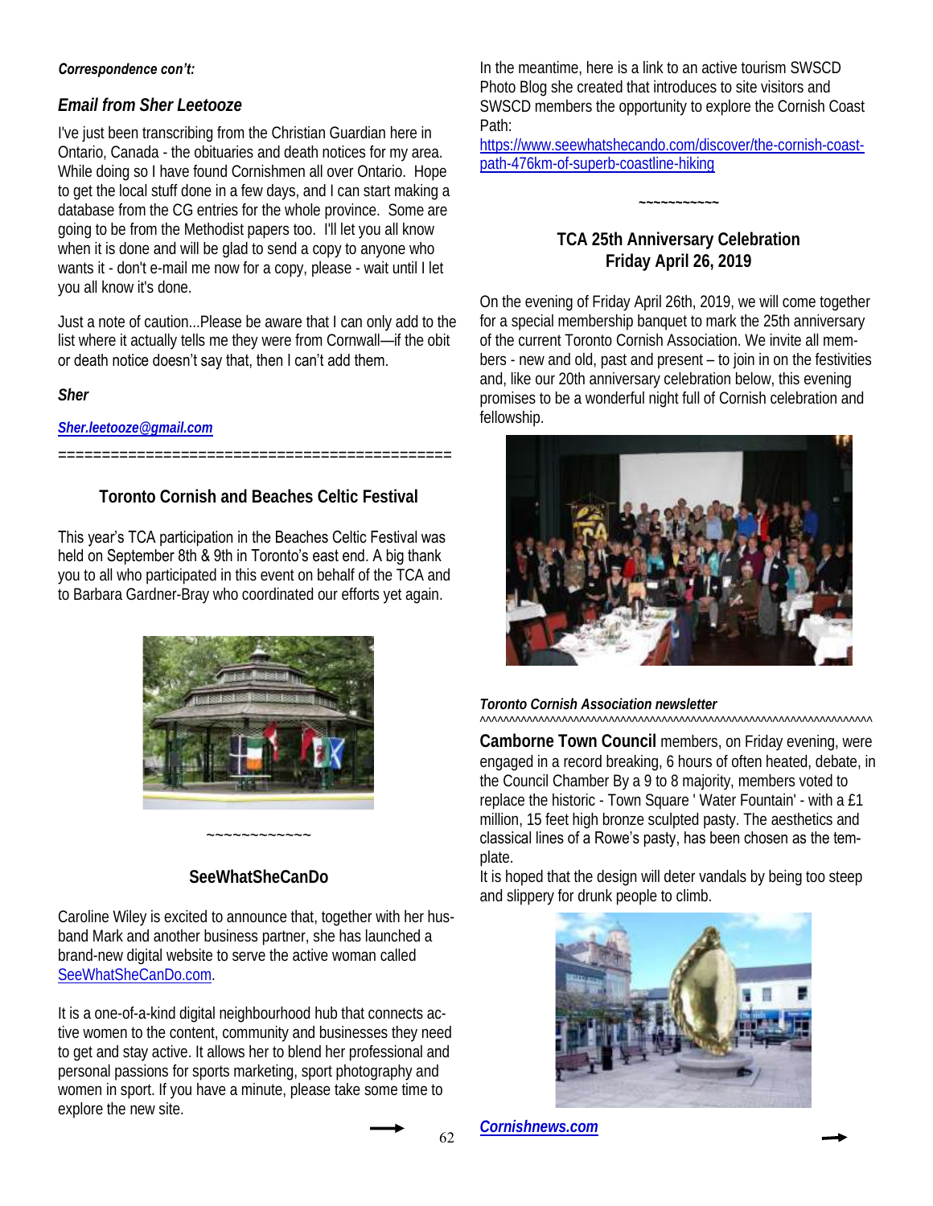***Correspondence con't:***

### *Email from Sher Leetooze*

I've just been transcribing from the Christian Guardian here in Ontario, Canada - the obituaries and death notices for my area. While doing so I have found Cornishmen all over Ontario. Hope to get the local stuff done in a few days, and I can start making a database from the CG entries for the whole province. Some are going to be from the Methodist papers too. I'll let you all know when it is done and will be glad to send a copy to anyone who wants it - don't e-mail me now for a copy, please - wait until I let you all know it's done.

Just a note of caution...Please be aware that I can only add to the list where it actually tells me they were from Cornwall—if the obit or death notice doesn't say that, then I can't add them.

***Sher***

***Sher.leetooze@gmail.com***

============================================

### Toronto Cornish and Beaches Celtic Festival

This year's TCA participation in the Beaches Celtic Festival was held on September 8th & 9th in Toronto's east end. A big thank you to all who participated in this event on behalf of the TCA and to Barbara Gardner-Bray who coordinated our efforts yet again.

~~~~~~~~~~~~

### SeeWhatSheCanDo

Caroline Wiley is excited to announce that, together with her husband Mark and another business partner, she has launched a brand-new digital website to serve the active woman called SeeWhatSheCanDo.com.

It is a one-of-a-kind digital neighbourhood hub that connects active women to the content, community and businesses they need to get and stay active. It allows her to blend her professional and personal passions for sports marketing, sport photography and women in sport. If you have a minute, please take some time to explore the new site.

In the meantime, here is a link to an active tourism SWSCD Photo Blog she created that introduces to site visitors and SWSCD members the opportunity to explore the Cornish Coast Path:
https://www.seewhatshecando.com/discover/the-cornish-coast-path-476km-of-superb-coastline-hiking

~~~~~~~~~~~

### TCA 25th Anniversary Celebration
### Friday April 26, 2019

On the evening of Friday April 26th, 2019, we will come together for a special membership banquet to mark the 25th anniversary of the current Toronto Cornish Association. We invite all members - new and old, past and present – to join in on the festivities and, like our 20th anniversary celebration below, this evening promises to be a wonderful night full of Cornish celebration and fellowship.

***Toronto Cornish Association newsletter***

^^^^^^^^^^^^^^^^^^^^^^^^^^^^^^^^^^^^^^^^^^^^^^^^^^^^^^^^^^^^^^^^^^^^^^^^

**Camborne Town Council** members, on Friday evening, were engaged in a record breaking, 6 hours of often heated, debate, in the Council Chamber By a 9 to 8 majority, members voted to replace the historic - Town Square ' Water Fountain' - with a £1 million, 15 feet high bronze sculpted pasty. The aesthetics and classical lines of a Rowe's pasty, has been chosen as the template.

It is hoped that the design will deter vandals by being too steep and slippery for drunk people to climb.

***Cornishnews.com***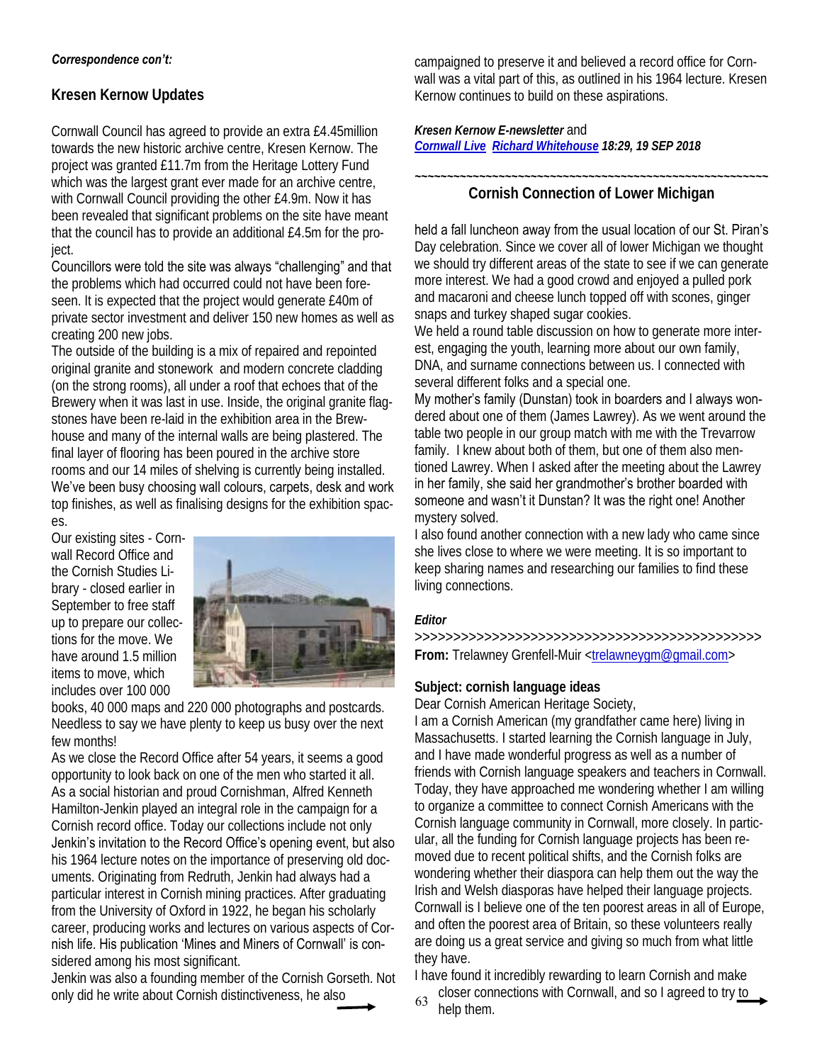*Correspondence con't:*

## Kresen Kernow Updates

Cornwall Council has agreed to provide an extra £4.45million towards the new historic archive centre, Kresen Kernow. The project was granted £11.7m from the Heritage Lottery Fund which was the largest grant ever made for an archive centre, with Cornwall Council providing the other £4.9m. Now it has been revealed that significant problems on the site have meant that the council has to provide an additional £4.5m for the project.

Councillors were told the site was always "challenging" and that the problems which had occurred could not have been foreseen. It is expected that the project would generate £40m of private sector investment and deliver 150 new homes as well as creating 200 new jobs.

The outside of the building is a mix of repaired and repointed original granite and stonework and modern concrete cladding (on the strong rooms), all under a roof that echoes that of the Brewery when it was last in use. Inside, the original granite flagstones have been re-laid in the exhibition area in the Brewhouse and many of the internal walls are being plastered. The final layer of flooring has been poured in the archive store rooms and our 14 miles of shelving is currently being installed. We've been busy choosing wall colours, carpets, desk and work top finishes, as well as finalising designs for the exhibition spaces.

Our existing sites - Cornwall Record Office and the Cornish Studies Library - closed earlier in September to free staff up to prepare our collections for the move. We have around 1.5 million items to move, which includes over 100 000 books, 40 000 maps and 220 000 photographs and postcards. Needless to say we have plenty to keep us busy over the next few months!

As we close the Record Office after 54 years, it seems a good opportunity to look back on one of the men who started it all. As a social historian and proud Cornishman, Alfred Kenneth Hamilton-Jenkin played an integral role in the campaign for a Cornish record office. Today our collections include not only Jenkin's invitation to the Record Office's opening event, but also his 1964 lecture notes on the importance of preserving old documents. Originating from Redruth, Jenkin had always had a particular interest in Cornish mining practices. After graduating from the University of Oxford in 1922, he began his scholarly career, producing works and lectures on various aspects of Cornish life. His publication 'Mines and Miners of Cornwall' is considered among his most significant.

Jenkin was also a founding member of the Cornish Gorseth. Not only did he write about Cornish distinctiveness, he also campaigned to preserve it and believed a record office for Cornwall was a vital part of this, as outlined in his 1964 lecture. Kresen Kernow continues to build on these aspirations.

***Kresen Kernow E-newsletter*** and
***Cornwall Live Richard Whitehouse 18:29, 19 SEP 2018***

~~~~~~~~~~~~~~~~~~~~~~~~~~~~~~~~~~~~~~~~~~~~~~~~~~~~~~~~~~

## Cornish Connection of Lower Michigan

held a fall luncheon away from the usual location of our St. Piran's Day celebration. Since we cover all of lower Michigan we thought we should try different areas of the state to see if we can generate more interest. We had a good crowd and enjoyed a pulled pork and macaroni and cheese lunch topped off with scones, ginger snaps and turkey shaped sugar cookies.

We held a round table discussion on how to generate more interest, engaging the youth, learning more about our own family, DNA, and surname connections between us. I connected with several different folks and a special one.

My mother's family (Dunstan) took in boarders and I always wondered about one of them (James Lawrey). As we went around the table two people in our group match with me with the Trevarrow family. I knew about both of them, but one of them also mentioned Lawrey. When I asked after the meeting about the Lawrey in her family, she said her grandmother's brother boarded with someone and wasn't it Dunstan? It was the right one! Another mystery solved.

I also found another connection with a new lady who came since she lives close to where we were meeting. It is so important to keep sharing names and researching our families to find these living connections.

***Editor***

>>>>>>>>>>>>>>>>>>>>>>>>>>>>>>>>>>>>>>>>>>>>>

**From:** Trelawney Grenfell-Muir <trelawneygm@gmail.com>

**Subject: cornish language ideas**

Dear Cornish American Heritage Society,

I am a Cornish American (my grandfather came here) living in Massachusetts. I started learning the Cornish language in July, and I have made wonderful progress as well as a number of friends with Cornish language speakers and teachers in Cornwall. Today, they have approached me wondering whether I am willing to organize a committee to connect Cornish Americans with the Cornish language community in Cornwall, more closely. In particular, all the funding for Cornish language projects has been removed due to recent political shifts, and the Cornish folks are wondering whether their diaspora can help them out the way the Irish and Welsh diasporas have helped their language projects. Cornwall is I believe one of the ten poorest areas in all of Europe, and often the poorest area of Britain, so these volunteers really are doing us a great service and giving so much from what little they have.

I have found it incredibly rewarding to learn Cornish and make closer connections with Cornwall, and so I agreed to try to help them.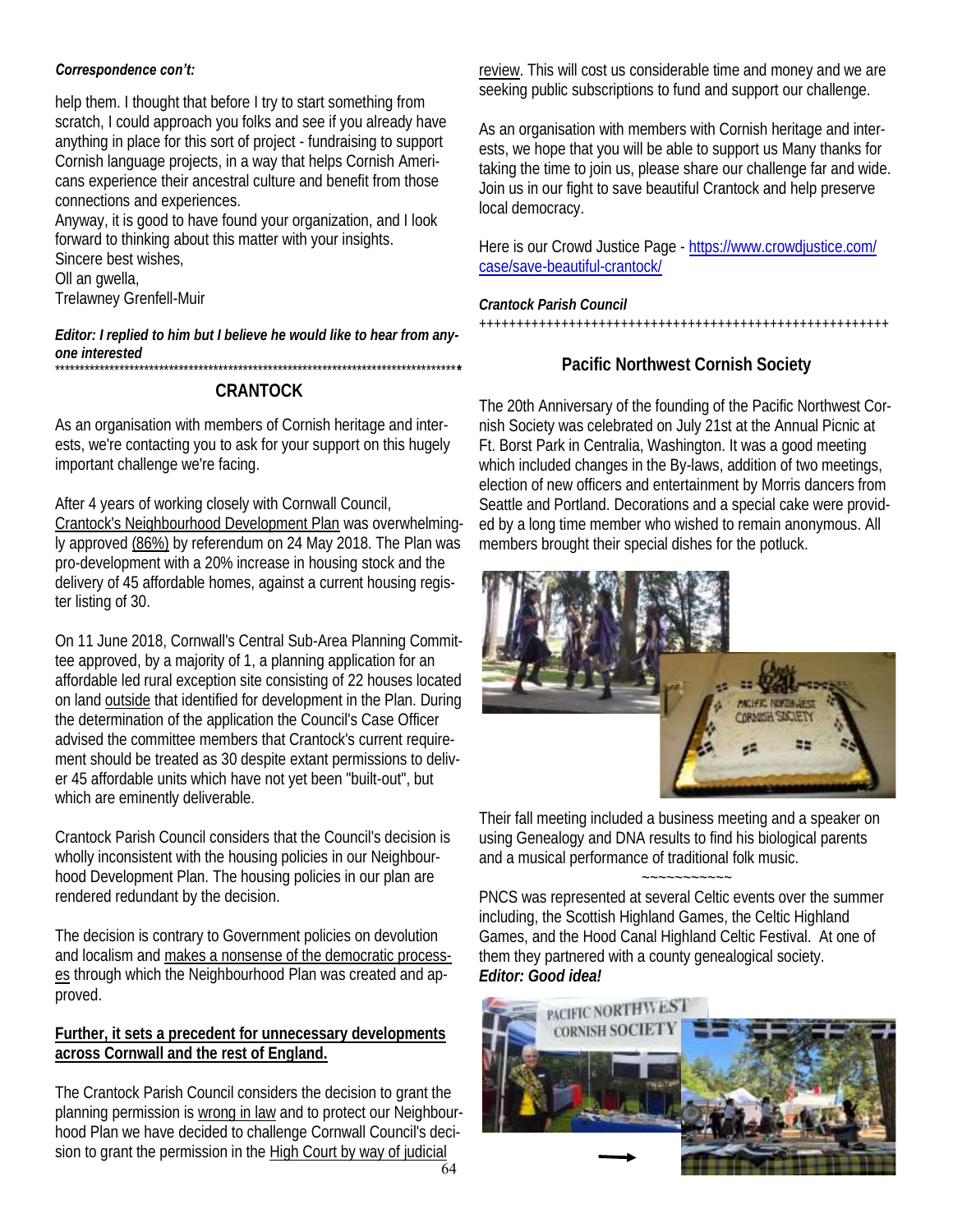***Correspondence con't:***

help them. I thought that before I try to start something from scratch, I could approach you folks and see if you already have anything in place for this sort of project - fundraising to support Cornish language projects, in a way that helps Cornish Americans experience their ancestral culture and benefit from those connections and experiences.
Anyway, it is good to have found your organization, and I look forward to thinking about this matter with your insights.
Sincere best wishes,
Oll an gwella,
Trelawney Grenfell-Muir

***Editor: I replied to him but I believe he would like to hear from anyone interested***

## CRANTOCK

As an organisation with members of Cornish heritage and interests, we're contacting you to ask for your support on this hugely important challenge we're facing.

After 4 years of working closely with Cornwall Council, Crantock's Neighbourhood Development Plan was overwhelmingly approved (86%) by referendum on 24 May 2018. The Plan was pro-development with a 20% increase in housing stock and the delivery of 45 affordable homes, against a current housing register listing of 30.

On 11 June 2018, Cornwall's Central Sub-Area Planning Committee approved, by a majority of 1, a planning application for an affordable led rural exception site consisting of 22 houses located on land outside that identified for development in the Plan. During the determination of the application the Council's Case Officer advised the committee members that Crantock's current requirement should be treated as 30 despite extant permissions to deliver 45 affordable units which have not yet been "built-out", but which are eminently deliverable.

Crantock Parish Council considers that the Council's decision is wholly inconsistent with the housing policies in our Neighbourhood Development Plan. The housing policies in our plan are rendered redundant by the decision.

The decision is contrary to Government policies on devolution and localism and makes a nonsense of the democratic processes through which the Neighbourhood Plan was created and approved.

**Further, it sets a precedent for unnecessary developments across Cornwall and the rest of England.**

The Crantock Parish Council considers the decision to grant the planning permission is wrong in law and to protect our Neighbourhood Plan we have decided to challenge Cornwall Council's decision to grant the permission in the High Court by way of judicial review. This will cost us considerable time and money and we are seeking public subscriptions to fund and support our challenge.

As an organisation with members with Cornish heritage and interests, we hope that you will be able to support us Many thanks for taking the time to join us, please share our challenge far and wide. Join us in our fight to save beautiful Crantock and help preserve local democracy.

Here is our Crowd Justice Page - https://www.crowdjustice.com/case/save-beautiful-crantock/

***Crantock Parish Council***

## Pacific Northwest Cornish Society

The 20th Anniversary of the founding of the Pacific Northwest Cornish Society was celebrated on July 21st at the Annual Picnic at Ft. Borst Park in Centralia, Washington. It was a good meeting which included changes in the By-laws, addition of two meetings, election of new officers and entertainment by Morris dancers from Seattle and Portland. Decorations and a special cake were provided by a long time member who wished to remain anonymous. All members brought their special dishes for the potluck.

Their fall meeting included a business meeting and a speaker on using Genealogy and DNA results to find his biological parents and a musical performance of traditional folk music.

~~~~~~~~~~~

PNCS was represented at several Celtic events over the summer including, the Scottish Highland Games, the Celtic Highland Games, and the Hood Canal Highland Celtic Festival. At one of them they partnered with a county genealogical society.
***Editor: Good idea!***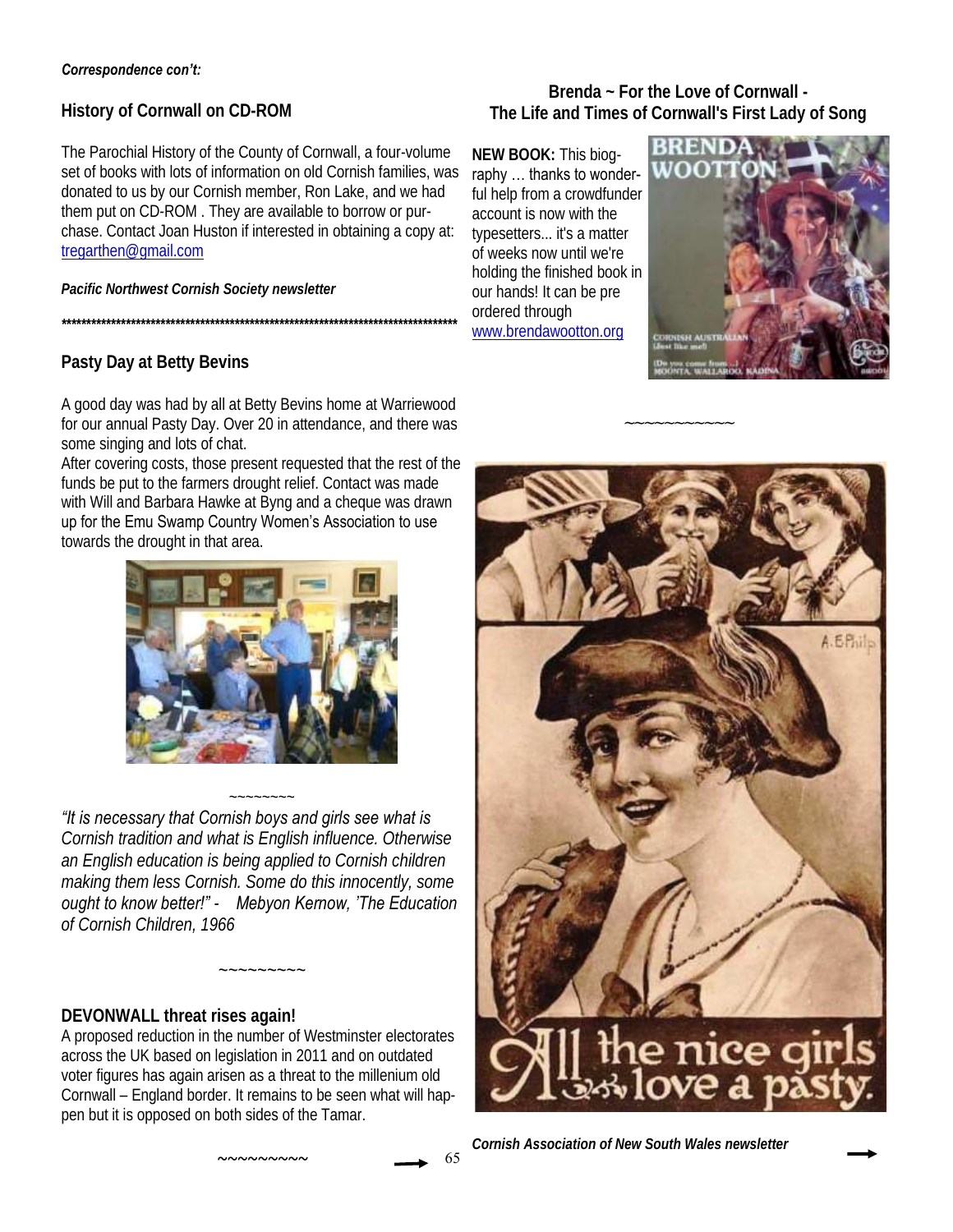*Correspondence con't:*

## History of Cornwall on CD-ROM

The Parochial History of the County of Cornwall, a four-volume set of books with lots of information on old Cornish families, was donated to us by our Cornish member, Ron Lake, and we had them put on CD-ROM . They are available to borrow or purchase. Contact Joan Huston if interested in obtaining a copy at: tregarthen@gmail.com

***Pacific Northwest Cornish Society newsletter***

\*\*\*\*\*\*\*\*\*\*\*\*\*\*\*\*\*\*\*\*\*\*\*\*\*\*\*\*\*\*\*\*\*\*\*\*\*\*\*\*\*\*\*\*\*\*\*\*\*\*\*\*\*\*\*\*\*\*\*\*\*\*\*\*\*\*\*\*\*\*\*\*\*\*\*\*\*\*

## Pasty Day at Betty Bevins

A good day was had by all at Betty Bevins home at Warriewood for our annual Pasty Day. Over 20 in attendance, and there was some singing and lots of chat.

After covering costs, those present requested that the rest of the funds be put to the farmers drought relief. Contact was made with Will and Barbara Hawke at Byng and a cheque was drawn up for the Emu Swamp Country Women's Association to use towards the drought in that area.

~~~~~~~~

*"It is necessary that Cornish boys and girls see what is Cornish tradition and what is English influence. Otherwise an English education is being applied to Cornish children making them less Cornish. Some do this innocently, some ought to know better!" - Mebyon Kernow, 'The Education of Cornish Children, 1966*

~~~~~~~~~

## DEVONWALL threat rises again!

A proposed reduction in the number of Westminster electorates across the UK based on legislation in 2011 and on outdated voter figures has again arisen as a threat to the millenium old Cornwall – England border. It remains to be seen what will happen but it is opposed on both sides of the Tamar.

~~~~~~~~~

## Brenda ~ For the Love of Cornwall - The Life and Times of Cornwall's First Lady of Song

**NEW BOOK:** This biography … thanks to wonderful help from a crowdfunder account is now with the typesetters... it's a matter of weeks now until we're holding the finished book in our hands! It can be pre ordered through www.brendawootton.org

~~~~~~~~~~~~

***Cornish Association of New South Wales newsletter***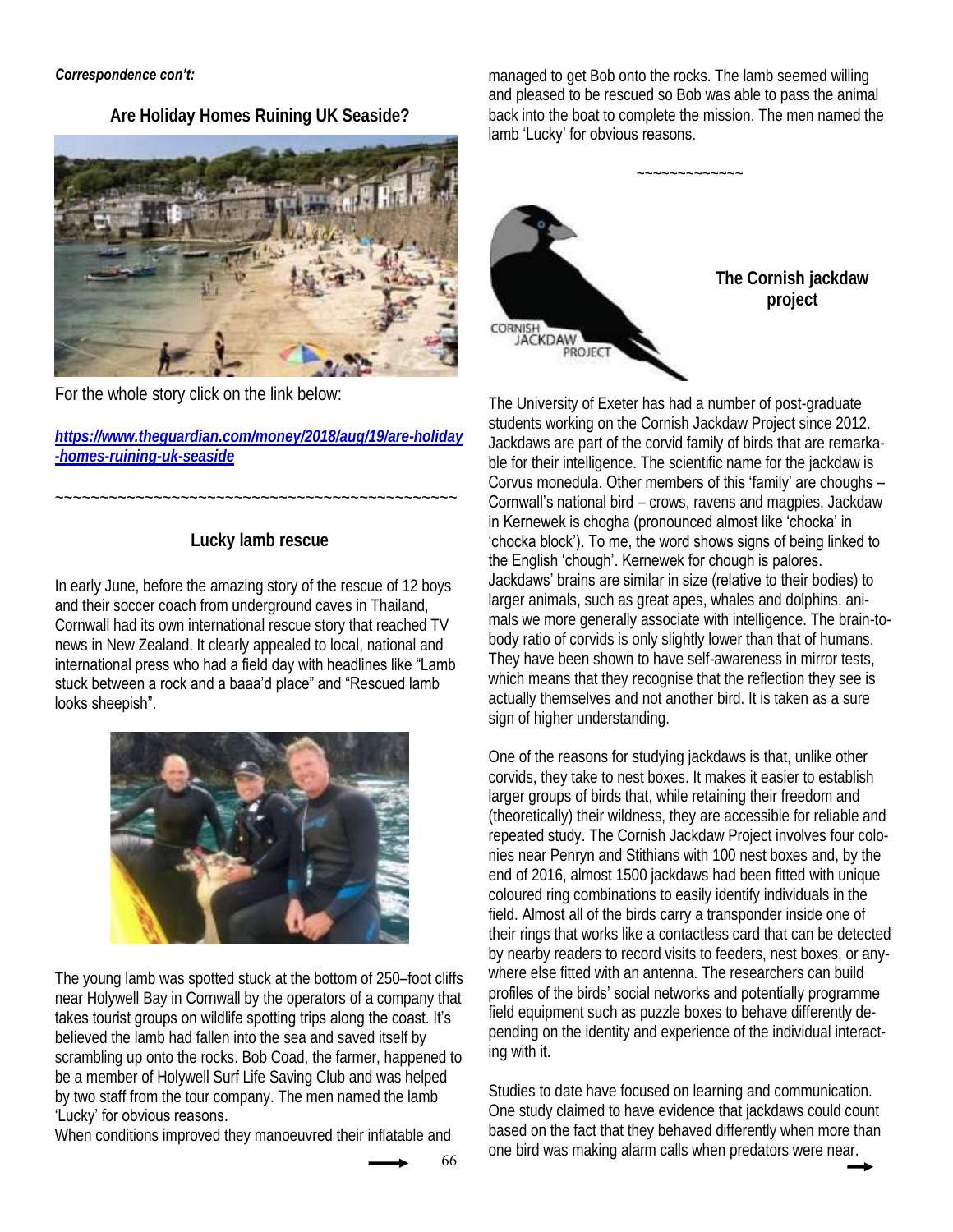*Correspondence con't:*

### Are Holiday Homes Ruining UK Seaside?

For the whole story click on the link below:

***https://www.theguardian.com/money/2018/aug/19/are-holiday-homes-ruining-uk-seaside***

~~~~~~~~~~~~~~~~~~~~~~~~~~~~~~~~~~~~~~~~~~~~~~~~~~~~

### Lucky lamb rescue

In early June, before the amazing story of the rescue of 12 boys and their soccer coach from underground caves in Thailand, Cornwall had its own international rescue story that reached TV news in New Zealand. It clearly appealed to local, national and international press who had a field day with headlines like "Lamb stuck between a rock and a baaa'd place" and "Rescued lamb looks sheepish".

The young lamb was spotted stuck at the bottom of 250–foot cliffs near Holywell Bay in Cornwall by the operators of a company that takes tourist groups on wildlife spotting trips along the coast. It's believed the lamb had fallen into the sea and saved itself by scrambling up onto the rocks. Bob Coad, the farmer, happened to be a member of Holywell Surf Life Saving Club and was helped by two staff from the tour company. The men named the lamb 'Lucky' for obvious reasons.

When conditions improved they manoeuvred their inflatable and managed to get Bob onto the rocks. The lamb seemed willing and pleased to be rescued so Bob was able to pass the animal back into the boat to complete the mission. The men named the lamb 'Lucky' for obvious reasons.

~~~~~~~~~~~~~~

### The Cornish jackdaw project

The University of Exeter has had a number of post-graduate students working on the Cornish Jackdaw Project since 2012. Jackdaws are part of the corvid family of birds that are remarkable for their intelligence. The scientific name for the jackdaw is Corvus monedula. Other members of this 'family' are choughs – Cornwall's national bird – crows, ravens and magpies. Jackdaw in Kernewek is chogha (pronounced almost like 'chocka' in 'chocka block'). To me, the word shows signs of being linked to the English 'chough'. Kernewek for chough is palores.

Jackdaws' brains are similar in size (relative to their bodies) to larger animals, such as great apes, whales and dolphins, animals we more generally associate with intelligence. The brain-to-body ratio of corvids is only slightly lower than that of humans. They have been shown to have self-awareness in mirror tests, which means that they recognise that the reflection they see is actually themselves and not another bird. It is taken as a sure sign of higher understanding.

One of the reasons for studying jackdaws is that, unlike other corvids, they take to nest boxes. It makes it easier to establish larger groups of birds that, while retaining their freedom and (theoretically) their wildness, they are accessible for reliable and repeated study. The Cornish Jackdaw Project involves four colonies near Penryn and Stithians with 100 nest boxes and, by the end of 2016, almost 1500 jackdaws had been fitted with unique coloured ring combinations to easily identify individuals in the field. Almost all of the birds carry a transponder inside one of their rings that works like a contactless card that can be detected by nearby readers to record visits to feeders, nest boxes, or anywhere else fitted with an antenna. The researchers can build profiles of the birds' social networks and potentially programme field equipment such as puzzle boxes to behave differently depending on the identity and experience of the individual interacting with it.

Studies to date have focused on learning and communication. One study claimed to have evidence that jackdaws could count based on the fact that they behaved differently when more than one bird was making alarm calls when predators were near.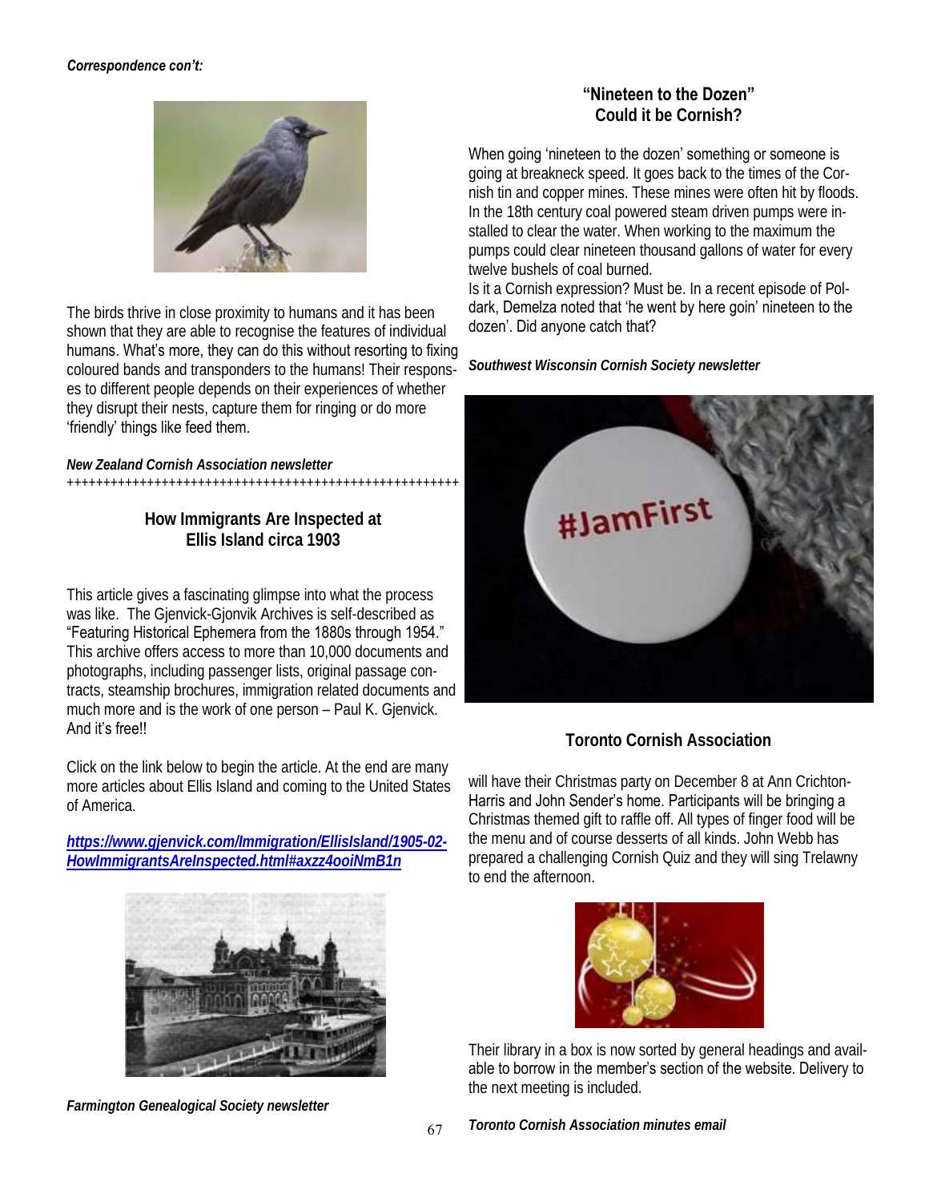*Correspondence con't:*

The birds thrive in close proximity to humans and it has been shown that they are able to recognise the features of individual humans. What's more, they can do this without resorting to fixing coloured bands and transponders to the humans! Their responses to different people depends on their experiences of whether they disrupt their nests, capture them for ringing or do more 'friendly' things like feed them.

***New Zealand Cornish Association newsletter***

++++++++++++++++++++++++++++++++++++++++++++++++++++++++

## How Immigrants Are Inspected at Ellis Island circa 1903

This article gives a fascinating glimpse into what the process was like. The Gjenvick-Gjonvik Archives is self-described as "Featuring Historical Ephemera from the 1880s through 1954." This archive offers access to more than 10,000 documents and photographs, including passenger lists, original passage contracts, steamship brochures, immigration related documents and much more and is the work of one person – Paul K. Gjenvick. And it's free!!

Click on the link below to begin the article. At the end are many more articles about Ellis Island and coming to the United States of America.

***https://www.gjenvick.com/Immigration/EllisIsland/1905-02-HowImmigrantsAreInspected.html#axzz4ooiNmB1n***

***Farmington Genealogical Society newsletter***

## "Nineteen to the Dozen" Could it be Cornish?

When going 'nineteen to the dozen' something or someone is going at breakneck speed. It goes back to the times of the Cornish tin and copper mines. These mines were often hit by floods. In the 18th century coal powered steam driven pumps were installed to clear the water. When working to the maximum the pumps could clear nineteen thousand gallons of water for every twelve bushels of coal burned.

Is it a Cornish expression? Must be. In a recent episode of Poldark, Demelza noted that 'he went by here goin' nineteen to the dozen'. Did anyone catch that?

***Southwest Wisconsin Cornish Society newsletter***

## Toronto Cornish Association

will have their Christmas party on December 8 at Ann Crichton-Harris and John Sender's home. Participants will be bringing a Christmas themed gift to raffle off. All types of finger food will be the menu and of course desserts of all kinds. John Webb has prepared a challenging Cornish Quiz and they will sing Trelawny to end the afternoon.

Their library in a box is now sorted by general headings and available to borrow in the member's section of the website. Delivery to the next meeting is included.

***Toronto Cornish Association minutes email***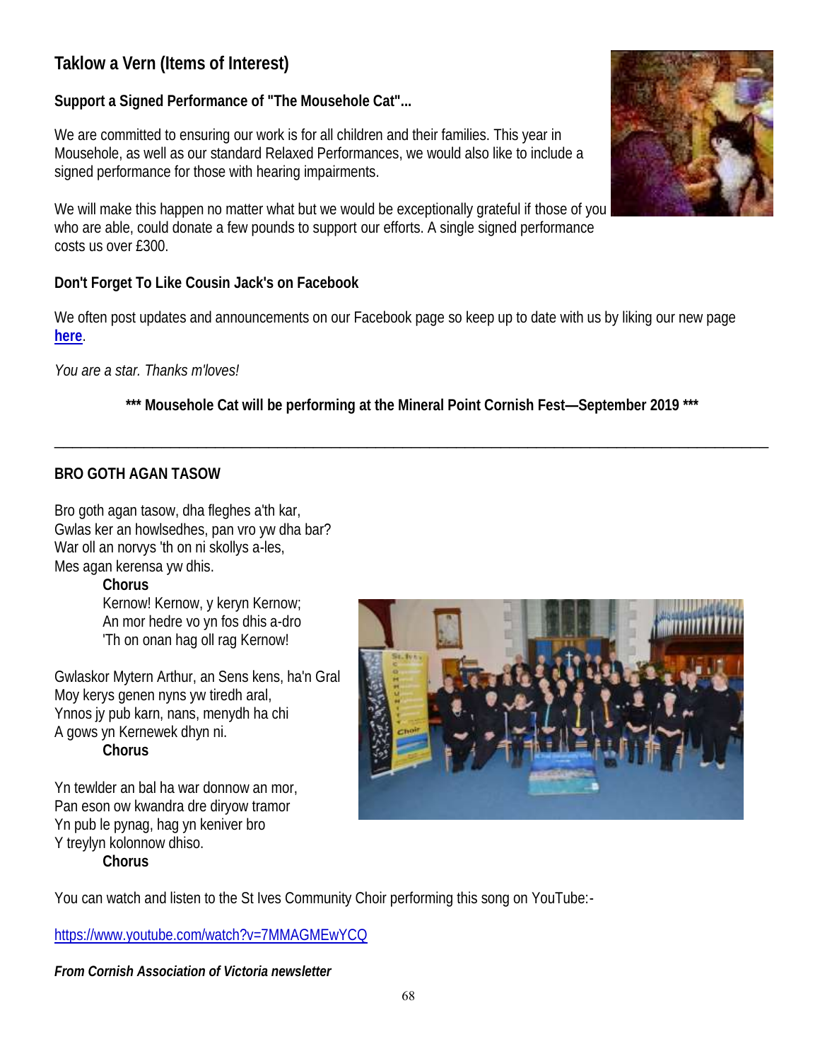## Taklow a Vern (Items of Interest)

**Support a Signed Performance of "The Mousehole Cat"...**

We are committed to ensuring our work is for all children and their families. This year in Mousehole, as well as our standard Relaxed Performances, we would also like to include a signed performance for those with hearing impairments.

We will make this happen no matter what but we would be exceptionally grateful if those of you who are able, could donate a few pounds to support our efforts. A single signed performance costs us over £300.

**Don't Forget To Like Cousin Jack's on Facebook**

We often post updates and announcements on our Facebook page so keep up to date with us by liking our new page **here**.

*You are a star. Thanks m'loves!*

**\*\*\* Mousehole Cat will be performing at the Mineral Point Cornish Fest—September 2019 \*\*\***

---

**BRO GOTH AGAN TASOW**

Bro goth agan tasow, dha fleghes a'th kar,
Gwlas ker an howlsedhes, pan vro yw dha bar?
War oll an norvys 'th on ni skollys a-les,
Mes agan kerensa yw dhis.

**Chorus**
Kernow! Kernow, y keryn Kernow;
An mor hedre vo yn fos dhis a-dro
'Th on onan hag oll rag Kernow!

Gwlaskor Mytern Arthur, an Sens kens, ha'n Gral
Moy kerys genen nyns yw tiredh aral,
Ynnos jy pub karn, nans, menydh ha chi
A gows yn Kernewek dhyn ni.

**Chorus**

Yn tewlder an bal ha war donnow an mor,
Pan eson ow kwandra dre diryow tramor
Yn pub le pynag, hag yn keniver bro
Y treylyn kolonnow dhiso.

**Chorus**

You can watch and listen to the St Ives Community Choir performing this song on YouTube:-

https://www.youtube.com/watch?v=7MMAGMEwYCQ

***From Cornish Association of Victoria newsletter***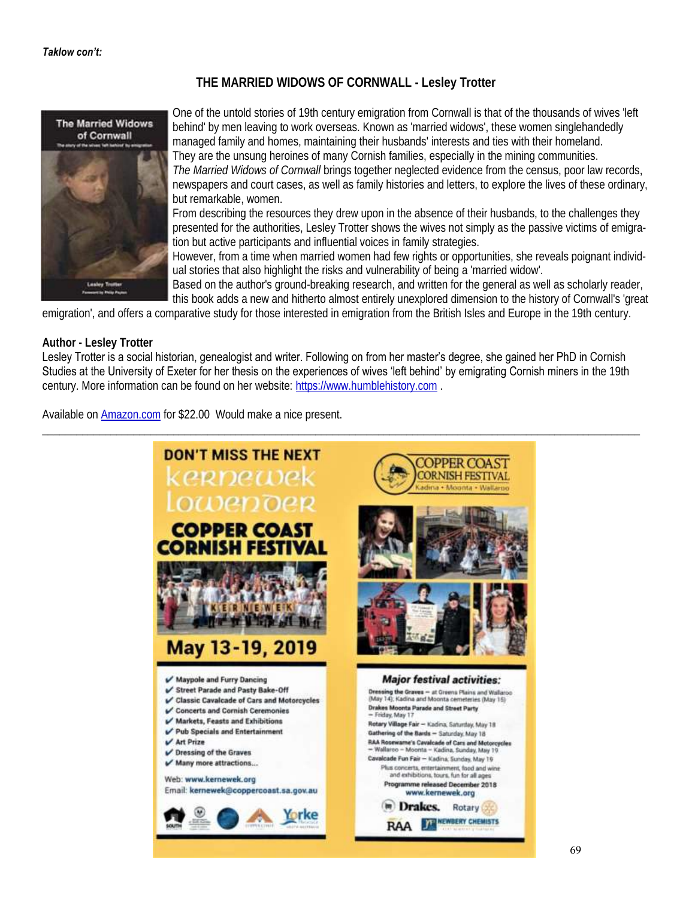***Taklow con't:***

## THE MARRIED WIDOWS OF CORNWALL - Lesley Trotter

One of the untold stories of 19th century emigration from Cornwall is that of the thousands of wives 'left behind' by men leaving to work overseas. Known as 'married widows', these women singlehandedly managed family and homes, maintaining their husbands' interests and ties with their homeland. They are the unsung heroines of many Cornish families, especially in the mining communities.

*The Married Widows of Cornwall* brings together neglected evidence from the census, poor law records, newspapers and court cases, as well as family histories and letters, to explore the lives of these ordinary, but remarkable, women.

From describing the resources they drew upon in the absence of their husbands, to the challenges they presented for the authorities, Lesley Trotter shows the wives not simply as the passive victims of emigration but active participants and influential voices in family strategies.

However, from a time when married women had few rights or opportunities, she reveals poignant individual stories that also highlight the risks and vulnerability of being a 'married widow'.

Based on the author's ground-breaking research, and written for the general as well as scholarly reader, this book adds a new and hitherto almost entirely unexplored dimension to the history of Cornwall's 'great emigration', and offers a comparative study for those interested in emigration from the British Isles and Europe in the 19th century.

**Author - Lesley Trotter**

Lesley Trotter is a social historian, genealogist and writer. Following on from her master's degree, she gained her PhD in Cornish Studies at the University of Exeter for her thesis on the experiences of wives 'left behind' by emigrating Cornish miners in the 19th century. More information can be found on her website: https://www.humblehistory.com .

Available on Amazon.com for $22.00 Would make a nice present.

---

**DON'T MISS THE NEXT Kernewek Lowender**

**COPPER COAST CORNISH FESTIVAL**

**May 13-19, 2019**

- ✔ Maypole and Furry Dancing
- ✔ Street Parade and Pasty Bake-Off
- ✔ Classic Cavalcade of Cars and Motorcycles
- ✔ Concerts and Cornish Ceremonies
- ✔ Markets, Feasts and Exhibitions
- ✔ Pub Specials and Entertainment
- ✔ Art Prize
- ✔ Dressing of the Graves
- ✔ Many more attractions...

Web: www.kernewek.org
Email: kernewek@coppercoast.sa.gov.au

COPPER COAST CORNISH FESTIVAL
Kadina • Moonta • Wallaroo

**Major festival activities:**

**Dressing the Graves** – at Greens Plains and Wallaroo (May 14); Kadina and Moonta cemeteries (May 15)
**Drakes Moonta Parade and Street Party** – Friday, May 17
**Rotary Village Fair** – Kadina, Saturday, May 18
**Gathering of the Bards** – Saturday, May 18
**RAA Rosewarne's Cavalcade of Cars and Motorcycles** – Wallaroo – Moonta – Kadina, Sunday, May 19
**Cavalcade Fun Fair** – Kadina, Sunday, May 19
Plus concerts, entertainment, food and wine and exhibitions, tours, fun for all ages
Programme released December 2018
www.kernewek.org

Drakes. Rotary RAA Newbery Chemists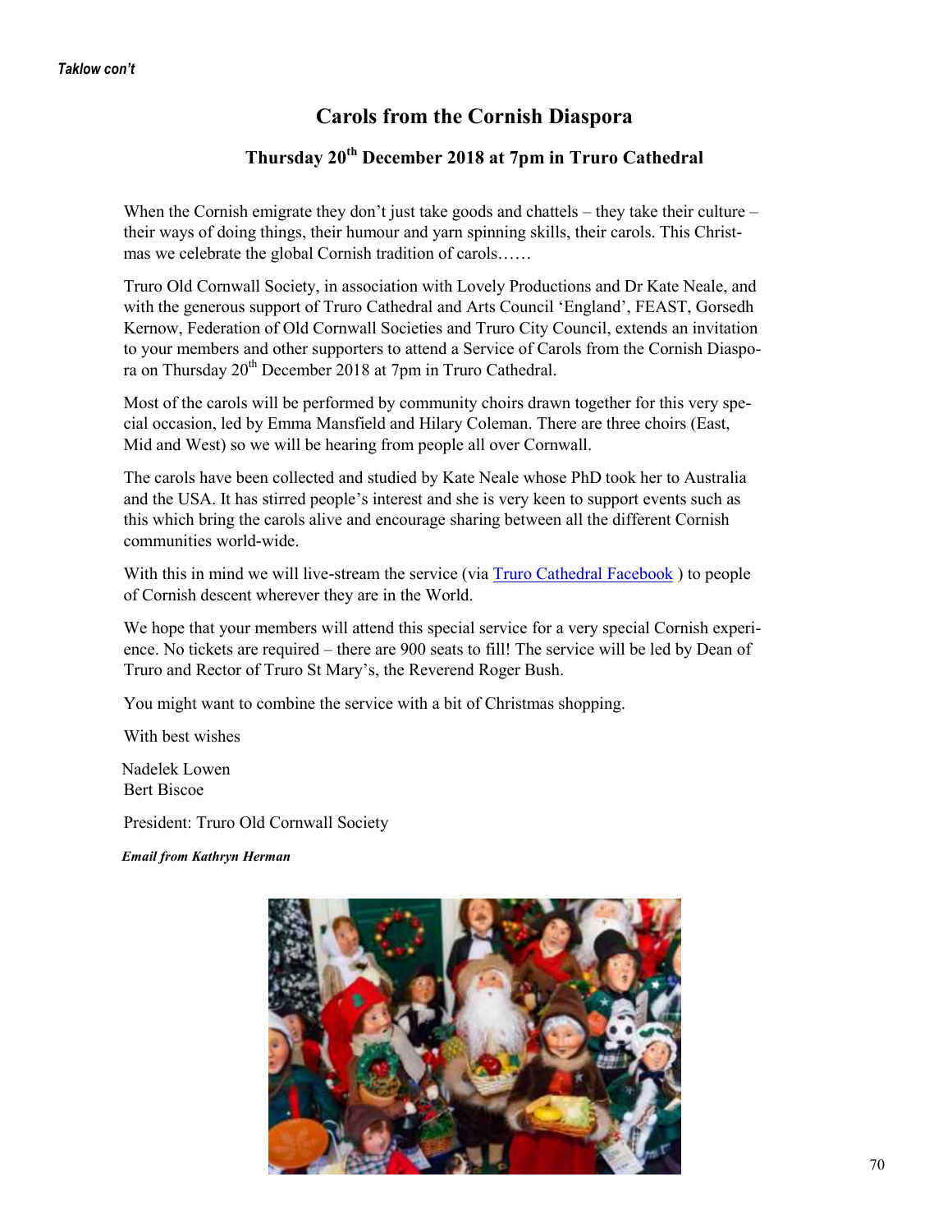*Taklow con't*

# Carols from the Cornish Diaspora

## Thursday 20th December 2018 at 7pm in Truro Cathedral

When the Cornish emigrate they don't just take goods and chattels – they take their culture – their ways of doing things, their humour and yarn spinning skills, their carols. This Christmas we celebrate the global Cornish tradition of carols……

Truro Old Cornwall Society, in association with Lovely Productions and Dr Kate Neale, and with the generous support of Truro Cathedral and Arts Council 'England', FEAST, Gorsedh Kernow, Federation of Old Cornwall Societies and Truro City Council, extends an invitation to your members and other supporters to attend a Service of Carols from the Cornish Diaspora on Thursday 20th December 2018 at 7pm in Truro Cathedral.

Most of the carols will be performed by community choirs drawn together for this very special occasion, led by Emma Mansfield and Hilary Coleman. There are three choirs (East, Mid and West) so we will be hearing from people all over Cornwall.

The carols have been collected and studied by Kate Neale whose PhD took her to Australia and the USA. It has stirred people's interest and she is very keen to support events such as this which bring the carols alive and encourage sharing between all the different Cornish communities world-wide.

With this in mind we will live-stream the service (via Truro Cathedral Facebook ) to people of Cornish descent wherever they are in the World.

We hope that your members will attend this special service for a very special Cornish experience. No tickets are required – there are 900 seats to fill! The service will be led by Dean of Truro and Rector of Truro St Mary's, the Reverend Roger Bush.

You might want to combine the service with a bit of Christmas shopping.

With best wishes

Nadelek Lowen
Bert Biscoe

President: Truro Old Cornwall Society

***Email from Kathryn Herman***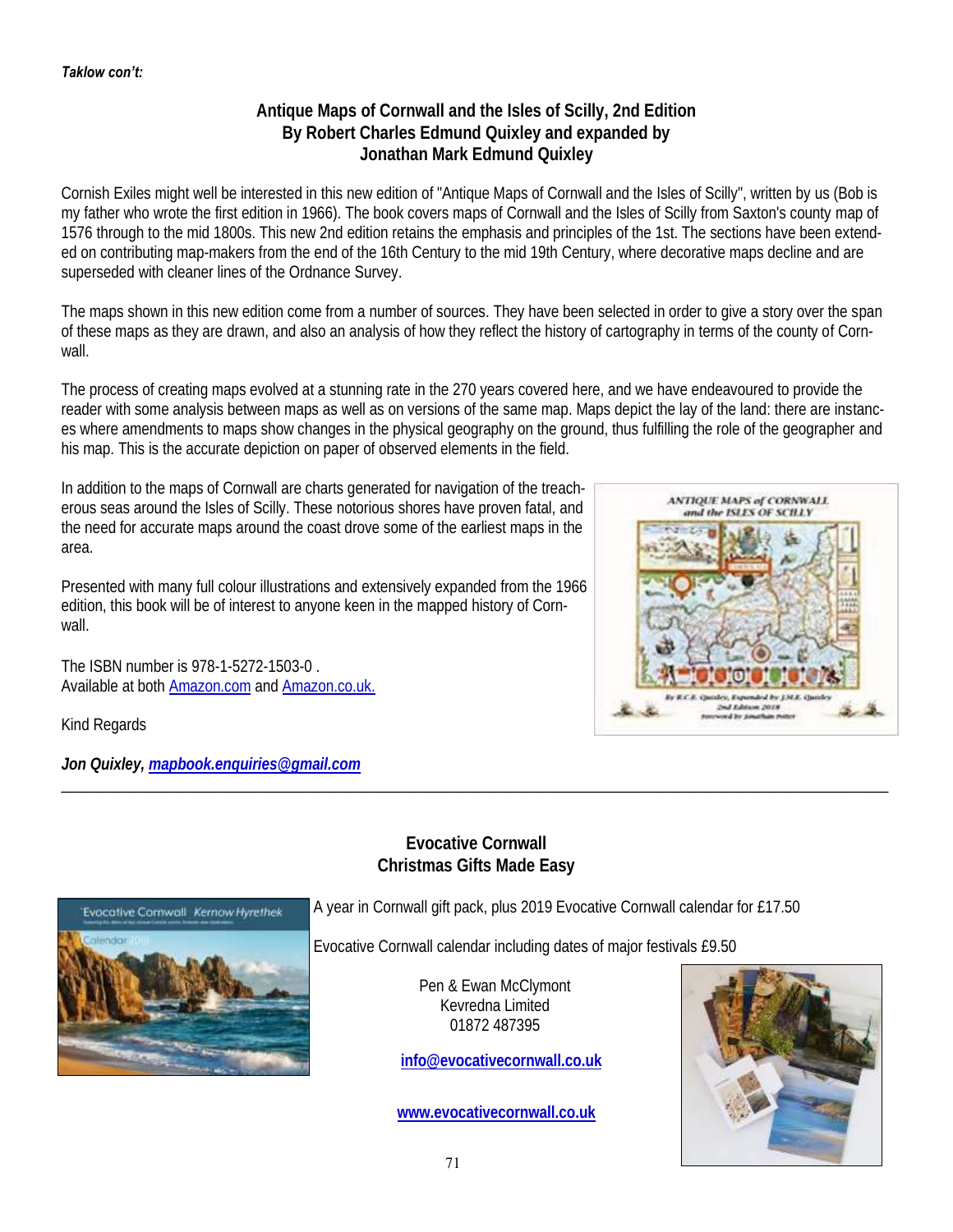*Taklow con't:*

## Antique Maps of Cornwall and the Isles of Scilly, 2nd Edition
## By Robert Charles Edmund Quixley and expanded by Jonathan Mark Edmund Quixley

Cornish Exiles might well be interested in this new edition of "Antique Maps of Cornwall and the Isles of Scilly", written by us (Bob is my father who wrote the first edition in 1966). The book covers maps of Cornwall and the Isles of Scilly from Saxton's county map of 1576 through to the mid 1800s. This new 2nd edition retains the emphasis and principles of the 1st. The sections have been extended on contributing map-makers from the end of the 16th Century to the mid 19th Century, where decorative maps decline and are superseded with cleaner lines of the Ordnance Survey.

The maps shown in this new edition come from a number of sources. They have been selected in order to give a story over the span of these maps as they are drawn, and also an analysis of how they reflect the history of cartography in terms of the county of Cornwall.

The process of creating maps evolved at a stunning rate in the 270 years covered here, and we have endeavoured to provide the reader with some analysis between maps as well as on versions of the same map. Maps depict the lay of the land: there are instances where amendments to maps show changes in the physical geography on the ground, thus fulfilling the role of the geographer and his map. This is the accurate depiction on paper of observed elements in the field.

In addition to the maps of Cornwall are charts generated for navigation of the treacherous seas around the Isles of Scilly. These notorious shores have proven fatal, and the need for accurate maps around the coast drove some of the earliest maps in the area.

Presented with many full colour illustrations and extensively expanded from the 1966 edition, this book will be of interest to anyone keen in the mapped history of Cornwall.

The ISBN number is 978-1-5272-1503-0 .
Available at both Amazon.com and Amazon.co.uk.

Kind Regards

***Jon Quixley, mapbook.enquiries@gmail.com***

---

## Evocative Cornwall
## Christmas Gifts Made Easy

A year in Cornwall gift pack, plus 2019 Evocative Cornwall calendar for £17.50

Evocative Cornwall calendar including dates of major festivals £9.50

Pen & Ewan McClymont
Kevredna Limited
01872 487395

**info@evocativecornwall.co.uk**

**www.evocativecornwall.co.uk**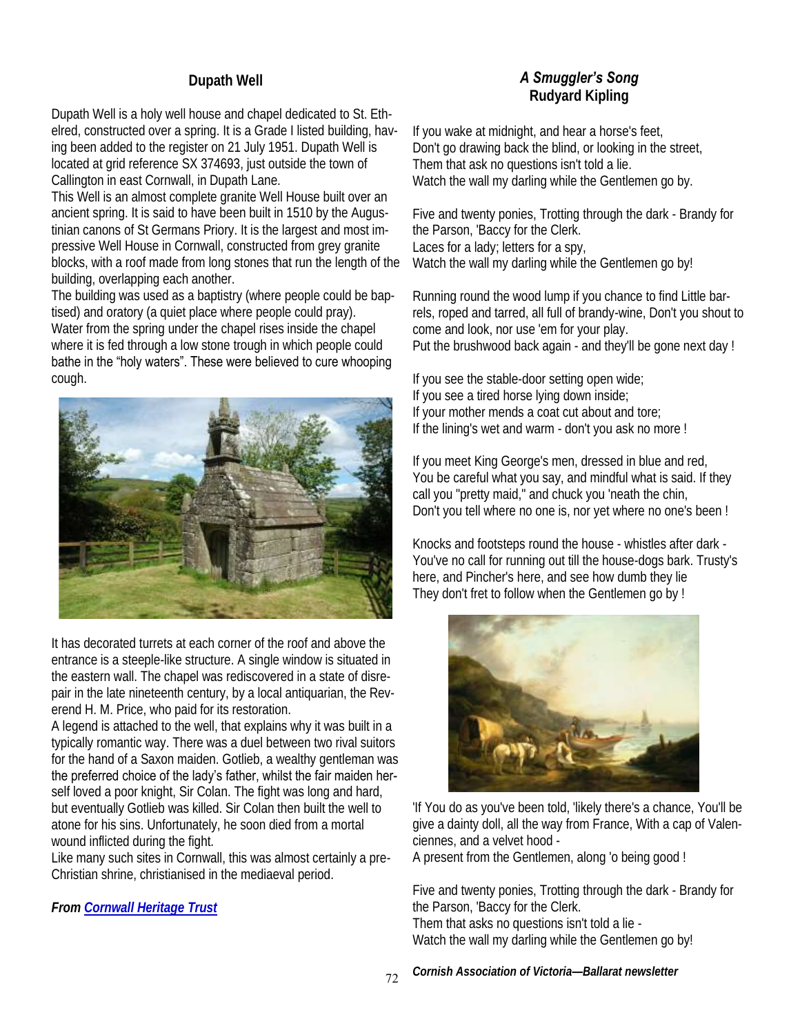## Dupath Well

Dupath Well is a holy well house and chapel dedicated to St. Ethelred, constructed over a spring. It is a Grade I listed building, having been added to the register on 21 July 1951. Dupath Well is located at grid reference SX 374693, just outside the town of Callington in east Cornwall, in Dupath Lane.

This Well is an almost complete granite Well House built over an ancient spring. It is said to have been built in 1510 by the Augustinian canons of St Germans Priory. It is the largest and most impressive Well House in Cornwall, constructed from grey granite blocks, with a roof made from long stones that run the length of the building, overlapping each other.

The building was used as a baptistry (where people could be baptised) and oratory (a quiet place where people could pray). Water from the spring under the chapel rises inside the chapel where it is fed through a low stone trough in which people could bathe in the "holy waters". These were believed to cure whooping cough.

It has decorated turrets at each corner of the roof and above the entrance is a steeple-like structure. A single window is situated in the eastern wall. The chapel was rediscovered in a state of disrepair in the late nineteenth century, by a local antiquarian, the Reverend H. M. Price, who paid for its restoration.

A legend is attached to the well, that explains why it was built in a typically romantic way. There was a duel between two rival suitors for the hand of a Saxon maiden. Gotlieb, a wealthy gentleman was the preferred choice of the lady's father, whilst the fair maiden herself loved a poor knight, Sir Colan. The fight was long and hard, but eventually Gotlieb was killed. Sir Colan then built the well to atone for his sins. Unfortunately, he soon died from a mortal wound inflicted during the fight.

Like many such sites in Cornwall, this was almost certainly a pre-Christian shrine, christianised in the mediaeval period.

***From Cornwall Heritage Trust***

## *A Smuggler's Song*
## Rudyard Kipling

If you wake at midnight, and hear a horse's feet,
Don't go drawing back the blind, or looking in the street,
Them that ask no questions isn't told a lie.
Watch the wall my darling while the Gentlemen go by.

Five and twenty ponies, Trotting through the dark - Brandy for the Parson, 'Baccy for the Clerk.
Laces for a lady; letters for a spy,
Watch the wall my darling while the Gentlemen go by!

Running round the wood lump if you chance to find Little barrels, roped and tarred, all full of brandy-wine, Don't you shout to come and look, nor use 'em for your play.
Put the brushwood back again - and they'll be gone next day !

If you see the stable-door setting open wide;
If you see a tired horse lying down inside;
If your mother mends a coat cut about and tore;
If the lining's wet and warm - don't you ask no more !

If you meet King George's men, dressed in blue and red,
You be careful what you say, and mindful what is said. If they call you "pretty maid," and chuck you 'neath the chin,
Don't you tell where no one is, nor yet where no one's been !

Knocks and footsteps round the house - whistles after dark -
You've no call for running out till the house-dogs bark. Trusty's here, and Pincher's here, and see how dumb they lie
They don't fret to follow when the Gentlemen go by !

'If You do as you've been told, 'likely there's a chance, You'll be give a dainty doll, all the way from France, With a cap of Valenciennes, and a velvet hood -
A present from the Gentlemen, along 'o being good !

Five and twenty ponies, Trotting through the dark - Brandy for the Parson, 'Baccy for the Clerk.
Them that asks no questions isn't told a lie -
Watch the wall my darling while the Gentlemen go by!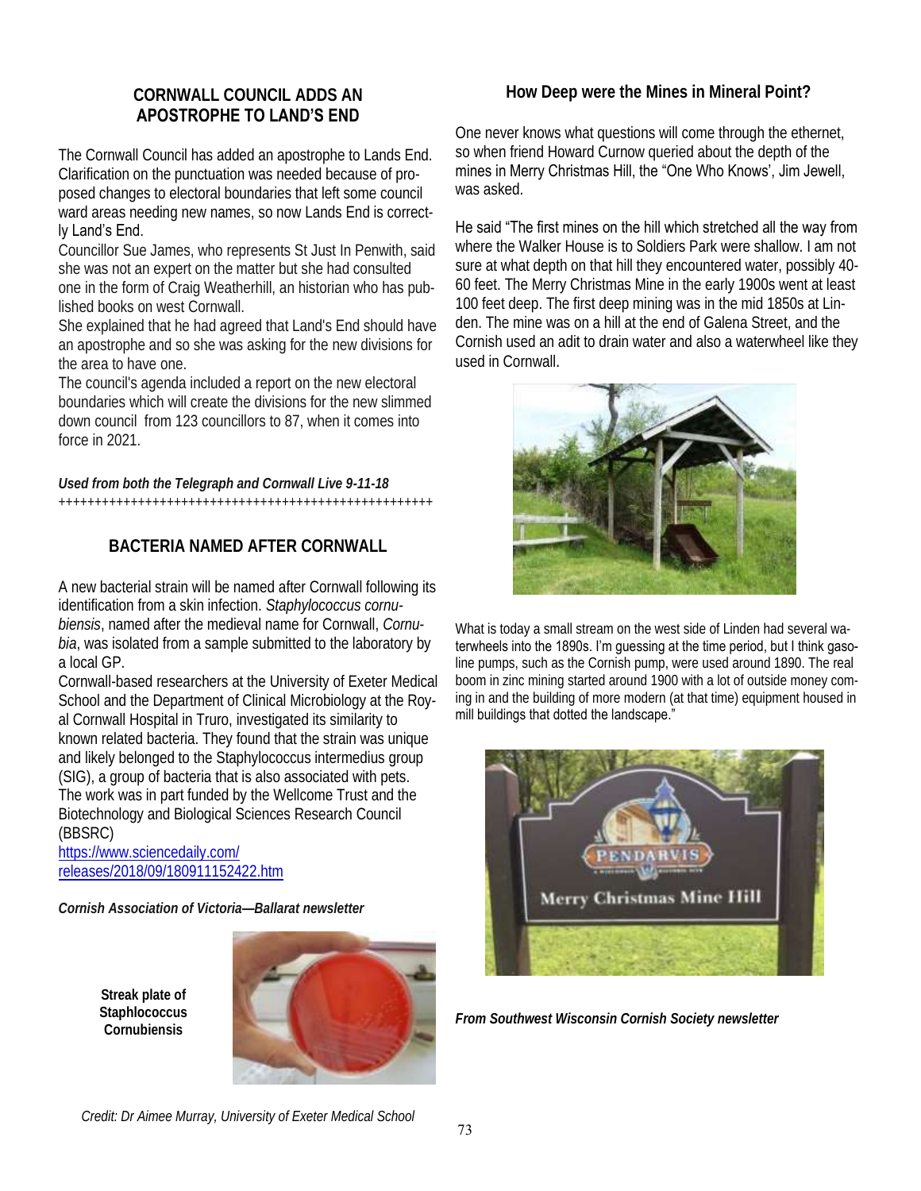## CORNWALL COUNCIL ADDS AN APOSTROPHE TO LAND'S END

The Cornwall Council has added an apostrophe to Lands End. Clarification on the punctuation was needed because of proposed changes to electoral boundaries that left some council ward areas needing new names, so now Lands End is correctly Land's End.

Councillor Sue James, who represents St Just In Penwith, said she was not an expert on the matter but she had consulted one in the form of Craig Weatherhill, an historian who has published books on west Cornwall.

She explained that he had agreed that Land's End should have an apostrophe and so she was asking for the new divisions for the area to have one.

The council's agenda included a report on the new electoral boundaries which will create the divisions for the new slimmed down council from 123 councillors to 87, when it comes into force in 2021.

***Used from both the Telegraph and Cornwall Live 9-11-18***

++++++++++++++++++++++++++++++++++++++++++++++++++++++

## BACTERIA NAMED AFTER CORNWALL

A new bacterial strain will be named after Cornwall following its identification from a skin infection. *Staphylococcus cornubiensis*, named after the medieval name for Cornwall, *Cornubia*, was isolated from a sample submitted to the laboratory by a local GP.

Cornwall-based researchers at the University of Exeter Medical School and the Department of Clinical Microbiology at the Royal Cornwall Hospital in Truro, investigated its similarity to known related bacteria. They found that the strain was unique and likely belonged to the Staphylococcus intermedius group (SIG), a group of bacteria that is also associated with pets. The work was in part funded by the Wellcome Trust and the Biotechnology and Biological Sciences Research Council (BBSRC)

https://www.sciencedaily.com/releases/2018/09/180911152422.htm

***Cornish Association of Victoria—Ballarat newsletter***

**Streak plate of Staphlococcus Cornubiensis**

*Credit: Dr Aimee Murray, University of Exeter Medical School*

## How Deep were the Mines in Mineral Point?

One never knows what questions will come through the ethernet, so when friend Howard Curnow queried about the depth of the mines in Merry Christmas Hill, the "One Who Knows', Jim Jewell, was asked.

He said "The first mines on the hill which stretched all the way from where the Walker House is to Soldiers Park were shallow. I am not sure at what depth on that hill they encountered water, possibly 40-60 feet. The Merry Christmas Mine in the early 1900s went at least 100 feet deep. The first deep mining was in the mid 1850s at Linden. The mine was on a hill at the end of Galena Street, and the Cornish used an adit to drain water and also a waterwheel like they used in Cornwall.

What is today a small stream on the west side of Linden had several waterwheels into the 1890s. I'm guessing at the time period, but I think gasoline pumps, such as the Cornish pump, were used around 1890. The real boom in zinc mining started around 1900 with a lot of outside money coming in and the building of more modern (at that time) equipment housed in mill buildings that dotted the landscape."

***From Southwest Wisconsin Cornish Society newsletter***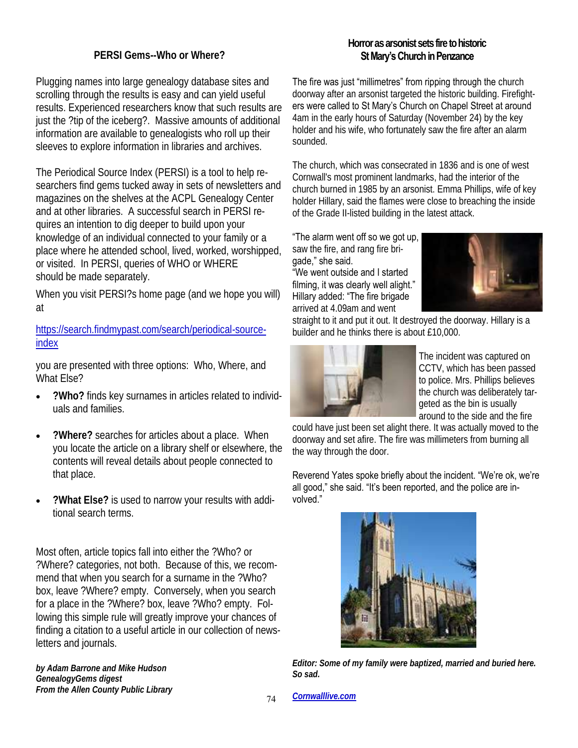## PERSI Gems--Who or Where?

Plugging names into large genealogy database sites and scrolling through the results is easy and can yield useful results. Experienced researchers know that such results are just the ?tip of the iceberg?. Massive amounts of additional information are available to genealogists who roll up their sleeves to explore information in libraries and archives.

The Periodical Source Index (PERSI) is a tool to help researchers find gems tucked away in sets of newsletters and magazines on the shelves at the ACPL Genealogy Center and at other libraries. A successful search in PERSI requires an intention to dig deeper to build upon your knowledge of an individual connected to your family or a place where he attended school, lived, worked, worshipped, or visited. In PERSI, queries of WHO or WHERE should be made separately.

When you visit PERSI?s home page (and we hope you will) at

https://search.findmypast.com/search/periodical-source-index

you are presented with three options: Who, Where, and What Else?

- **?Who?** finds key surnames in articles related to individuals and families.
- **?Where?** searches for articles about a place. When you locate the article on a library shelf or elsewhere, the contents will reveal details about people connected to that place.
- **?What Else?** is used to narrow your results with additional search terms.

Most often, article topics fall into either the ?Who? or ?Where? categories, not both. Because of this, we recommend that when you search for a surname in the ?Who? box, leave ?Where? empty. Conversely, when you search for a place in the ?Where? box, leave ?Who? empty. Following this simple rule will greatly improve your chances of finding a citation to a useful article in our collection of newsletters and journals.

***by Adam Barrone and Mike Hudson***
***GenealogyGems digest***
***From the Allen County Public Library***

## Horror as arsonist sets fire to historic St Mary's Church in Penzance

The fire was just "millimetres" from ripping through the church doorway after an arsonist targeted the historic building. Firefighters were called to St Mary's Church on Chapel Street at around 4am in the early hours of Saturday (November 24) by the key holder and his wife, who fortunately saw the fire after an alarm sounded.

The church, which was consecrated in 1836 and is one of west Cornwall's most prominent landmarks, had the interior of the church burned in 1985 by an arsonist. Emma Phillips, wife of key holder Hillary, said the flames were close to breaching the inside of the Grade II-listed building in the latest attack.

"The alarm went off so we got up, saw the fire, and rang fire brigade," she said.
"We went outside and I started filming, it was clearly well alight." Hillary added: "The fire brigade arrived at 4.09am and went straight to it and put it out. It destroyed the doorway. Hillary is a builder and he thinks there is about £10,000.

The incident was captured on CCTV, which has been passed to police. Mrs. Phillips believes the church was deliberately targeted as the bin is usually around to the side and the fire could have just been set alight there. It was actually moved to the doorway and set afire. The fire was millimeters from burning all the way through the door.

Reverend Yates spoke briefly about the incident. "We're ok, we're all good," she said. "It's been reported, and the police are involved."

***Editor: Some of my family were baptized, married and buried here. So sad.***

***Cornwalllive.com***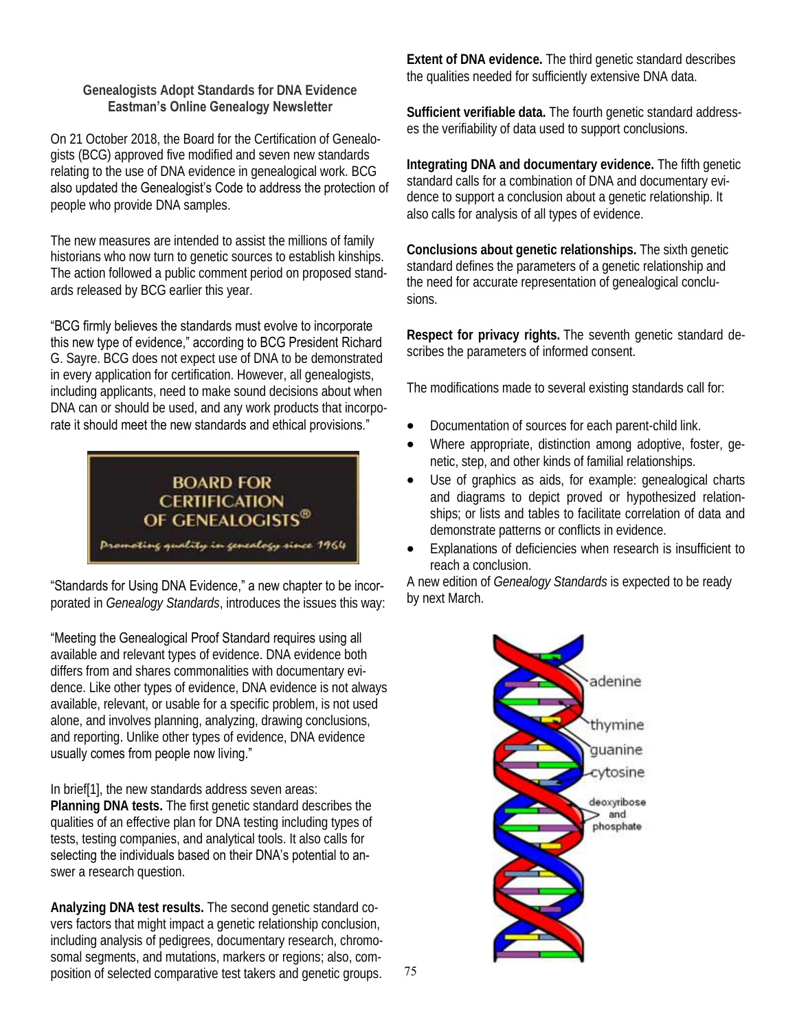**Genealogists Adopt Standards for DNA Evidence**
**Eastman's Online Genealogy Newsletter**

On 21 October 2018, the Board for the Certification of Genealogists (BCG) approved five modified and seven new standards relating to the use of DNA evidence in genealogical work. BCG also updated the Genealogist's Code to address the protection of people who provide DNA samples.

The new measures are intended to assist the millions of family historians who now turn to genetic sources to establish kinships. The action followed a public comment period on proposed standards released by BCG earlier this year.

"BCG firmly believes the standards must evolve to incorporate this new type of evidence," according to BCG President Richard G. Sayre. BCG does not expect use of DNA to be demonstrated in every application for certification. However, all genealogists, including applicants, need to make sound decisions about when DNA can or should be used, and any work products that incorporate it should meet the new standards and ethical provisions."

"Standards for Using DNA Evidence," a new chapter to be incorporated in *Genealogy Standards*, introduces the issues this way:

"Meeting the Genealogical Proof Standard requires using all available and relevant types of evidence. DNA evidence both differs from and shares commonalities with documentary evidence. Like other types of evidence, DNA evidence is not always available, relevant, or usable for a specific problem, is not used alone, and involves planning, analyzing, drawing conclusions, and reporting. Unlike other types of evidence, DNA evidence usually comes from people now living."

In brief[1], the new standards address seven areas:

**Planning DNA tests.** The first genetic standard describes the qualities of an effective plan for DNA testing including types of tests, testing companies, and analytical tools. It also calls for selecting the individuals based on their DNA's potential to answer a research question.

**Analyzing DNA test results.** The second genetic standard covers factors that might impact a genetic relationship conclusion, including analysis of pedigrees, documentary research, chromosomal segments, and mutations, markers or regions; also, composition of selected comparative test takers and genetic groups.

**Extent of DNA evidence.** The third genetic standard describes the qualities needed for sufficiently extensive DNA data.

**Sufficient verifiable data.** The fourth genetic standard addresses the verifiability of data used to support conclusions.

**Integrating DNA and documentary evidence.** The fifth genetic standard calls for a combination of DNA and documentary evidence to support a conclusion about a genetic relationship. It also calls for analysis of all types of evidence.

**Conclusions about genetic relationships.** The sixth genetic standard defines the parameters of a genetic relationship and the need for accurate representation of genealogical conclusions.

**Respect for privacy rights.** The seventh genetic standard describes the parameters of informed consent.

The modifications made to several existing standards call for:

- Documentation of sources for each parent-child link.
- Where appropriate, distinction among adoptive, foster, genetic, step, and other kinds of familial relationships.
- Use of graphics as aids, for example: genealogical charts and diagrams to depict proved or hypothesized relationships; or lists and tables to facilitate correlation of data and demonstrate patterns or conflicts in evidence.
- Explanations of deficiencies when research is insufficient to reach a conclusion.

A new edition of *Genealogy Standards* is expected to be ready by next March.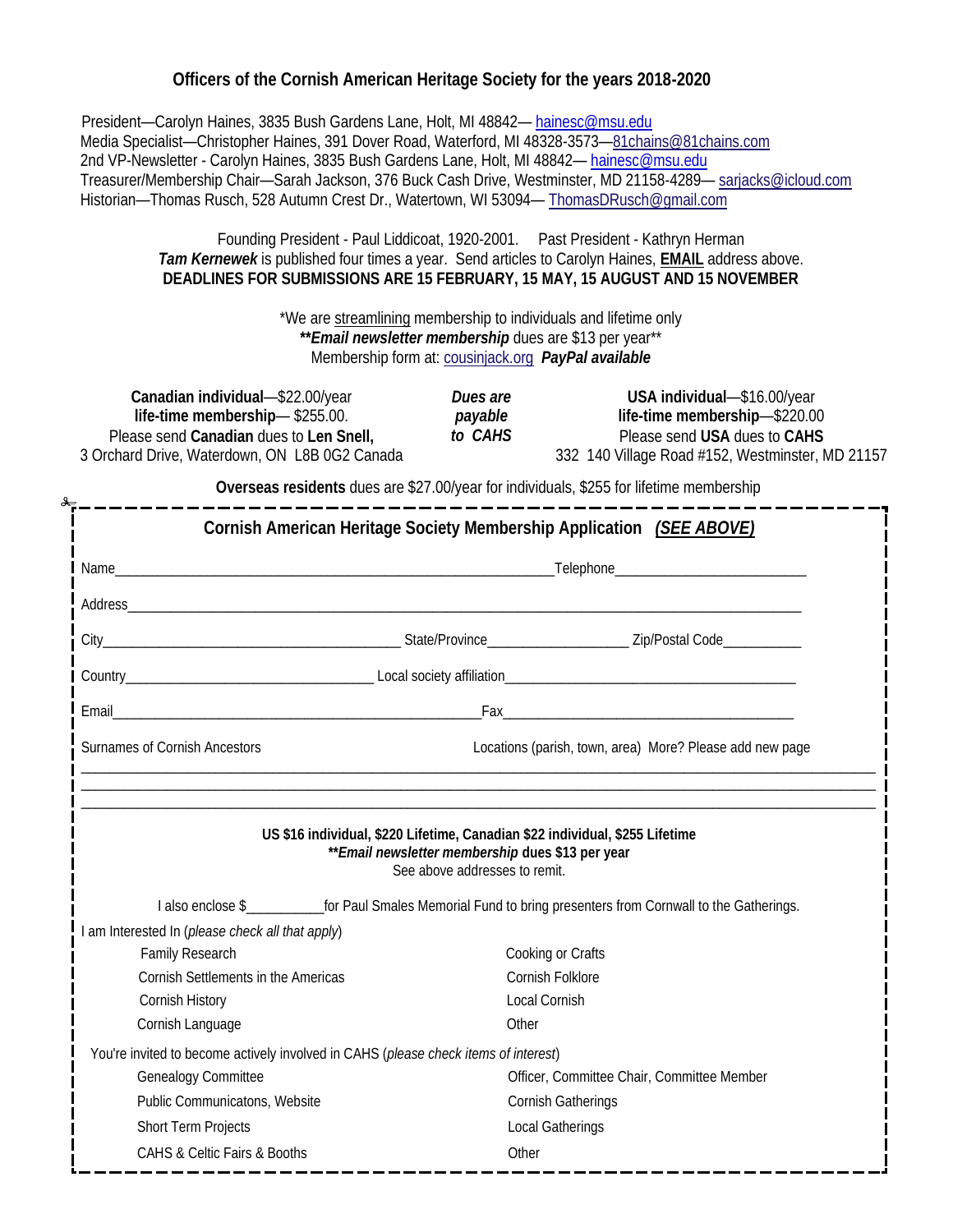## Officers of the Cornish American Heritage Society for the years 2018-2020

President—Carolyn Haines, 3835 Bush Gardens Lane, Holt, MI 48842— hainesc@msu.edu
Media Specialist—Christopher Haines, 391 Dover Road, Waterford, MI 48328-3573—81chains@81chains.com
2nd VP-Newsletter - Carolyn Haines, 3835 Bush Gardens Lane, Holt, MI 48842— hainesc@msu.edu
Treasurer/Membership Chair—Sarah Jackson, 376 Buck Cash Drive, Westminster, MD 21158-4289— sarjacks@icloud.com
Historian—Thomas Rusch, 528 Autumn Crest Dr., Watertown, WI 53094— ThomasDRusch@gmail.com

Founding President - Paul Liddicoat, 1920-2001. Past President - Kathryn Herman
***Tam Kernewek*** is published four times a year. Send articles to Carolyn Haines, **EMAIL** address above.
**DEADLINES FOR SUBMISSIONS ARE 15 FEBRUARY, 15 MAY, 15 AUGUST AND 15 NOVEMBER**

*We are streamlining membership to individuals and lifetime only
***\*\*Email newsletter membership*** dues are $13 per year**
Membership form at: cousinjack.org ***PayPal available***

**Canadian individual**—$22.00/year
**life-time membership**— $255.00.
Please send **Canadian** dues to **Len Snell,**
3 Orchard Drive, Waterdown, ON L8B 0G2 Canada

***Dues are payable to CAHS***

**USA individual**—$16.00/year
**life-time membership**—$220.00
Please send **USA** dues to **CAHS**
332 140 Village Road #152, Westminster, MD 21157

**Overseas residents** dues are $27.00/year for individuals, $255 for lifetime membership

---

### Cornish American Heritage Society Membership Application *(SEE ABOVE)*

Name\_\_\_\_\_\_\_\_\_\_\_\_\_\_\_\_\_\_\_\_\_\_\_\_\_\_\_\_\_\_ Telephone\_\_\_\_\_\_\_\_\_\_\_\_\_\_\_\_\_\_

Address\_\_\_\_\_\_\_\_\_\_\_\_\_\_\_\_\_\_\_\_\_\_\_\_\_\_\_\_\_\_\_\_\_\_\_\_\_\_\_\_\_\_\_\_

City\_\_\_\_\_\_\_\_\_\_\_\_\_\_\_\_\_\_\_\_ State/Province\_\_\_\_\_\_\_\_\_\_\_\_ Zip/Postal Code\_\_\_\_\_\_\_\_

Country\_\_\_\_\_\_\_\_\_\_\_\_\_\_\_\_\_\_ Local society affiliation\_\_\_\_\_\_\_\_\_\_\_\_\_\_\_\_\_\_\_\_

Email\_\_\_\_\_\_\_\_\_\_\_\_\_\_\_\_\_\_\_\_\_\_\_\_\_\_ Fax\_\_\_\_\_\_\_\_\_\_\_\_\_\_\_\_\_\_\_\_\_\_

Surnames of Cornish Ancestors — Locations (parish, town, area) More? Please add new page

\_\_\_\_\_\_\_\_\_\_\_\_\_\_\_\_\_\_\_\_\_\_\_\_\_\_\_\_\_\_\_\_\_\_\_\_\_\_\_\_\_\_\_\_\_\_\_\_\_\_\_\_

\_\_\_\_\_\_\_\_\_\_\_\_\_\_\_\_\_\_\_\_\_\_\_\_\_\_\_\_\_\_\_\_\_\_\_\_\_\_\_\_\_\_\_\_\_\_\_\_\_\_\_\_

\_\_\_\_\_\_\_\_\_\_\_\_\_\_\_\_\_\_\_\_\_\_\_\_\_\_\_\_\_\_\_\_\_\_\_\_\_\_\_\_\_\_\_\_\_\_\_\_\_\_\_\_

**US $16 individual, $220 Lifetime, Canadian $22 individual, $255 Lifetime**
***\*\*Email newsletter membership* dues $13 per year**
See above addresses to remit.

I also enclose $\_\_\_\_\_\_\_\_\_\_for Paul Smales Memorial Fund to bring presenters from Cornwall to the Gatherings.

I am Interested In (*please check all that apply*)

- Family Research
- Cornish Settlements in the Americas
- Cornish History
- Cornish Language
- Cooking or Crafts
- Cornish Folklore
- Local Cornish
- Other

You're invited to become actively involved in CAHS (*please check items of interest*)

- Genealogy Committee
- Public Communicatons, Website
- Short Term Projects
- CAHS & Celtic Fairs & Booths
- Officer, Committee Chair, Committee Member
- Cornish Gatherings
- Local Gatherings
- Other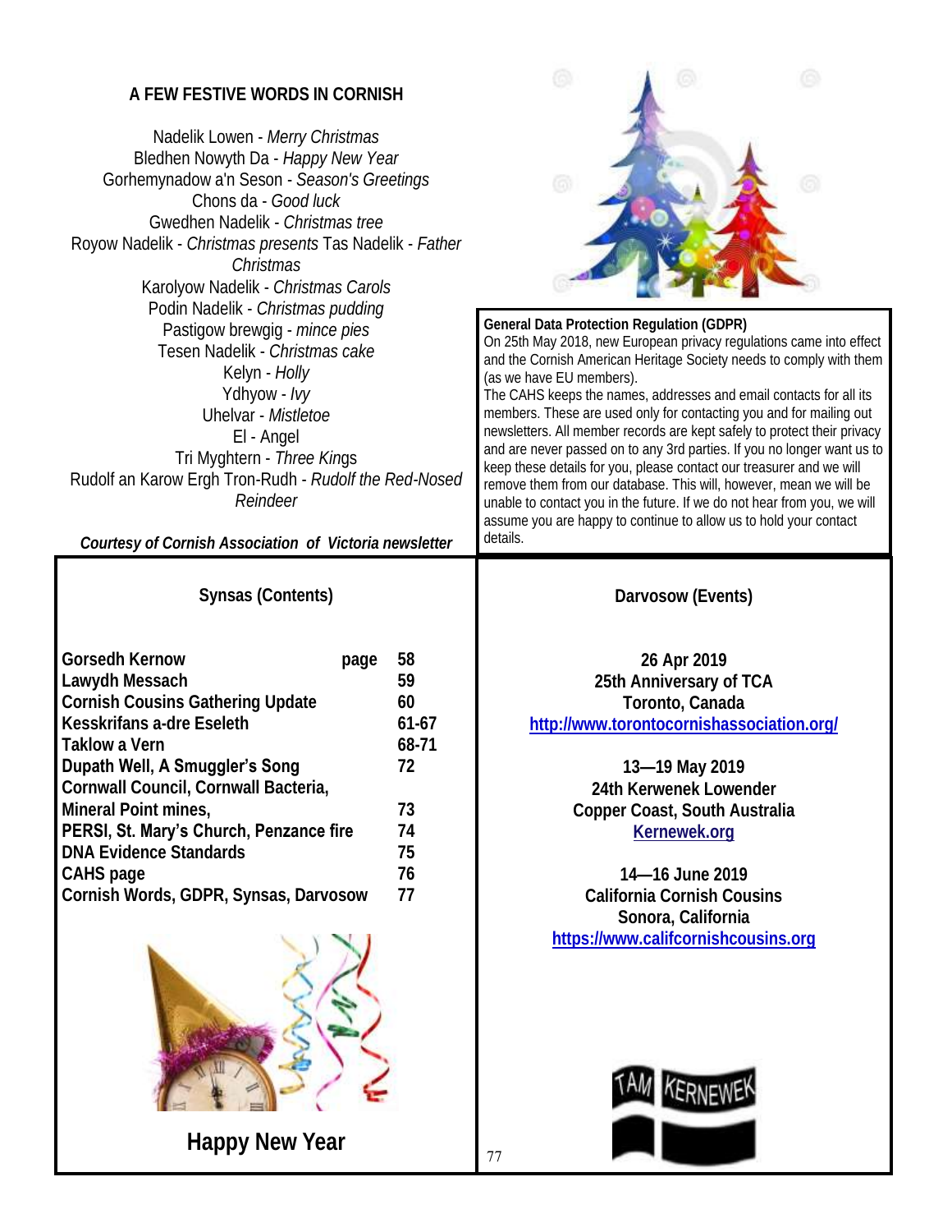## A FEW FESTIVE WORDS IN CORNISH

Nadelik Lowen - *Merry Christmas*
Bledhen Nowyth Da - *Happy New Year*
Gorhemynadow a'n Seson - *Season's Greetings*
Chons da - *Good luck*
Gwedhen Nadelik - *Christmas tree*
Royow Nadelik - *Christmas presents* Tas Nadelik - *Father Christmas*
Karolyow Nadelik - *Christmas Carols*
Podin Nadelik - *Christmas pudding*
Pastigow brewgig - *mince pies*
Tesen Nadelik - *Christmas cake*
Kelyn - *Holly*
Ydhyow - *Ivy*
Uhelvar - *Mistletoe*
El - Angel
Tri Myghtern - *Three Kings*
Rudolf an Karow Ergh Tron-Rudh - *Rudolf the Red-Nosed Reindeer*

***Courtesy of Cornish Association of Victoria newsletter***

**General Data Protection Regulation (GDPR)**

On 25th May 2018, new European privacy regulations came into effect and the Cornish American Heritage Society needs to comply with them (as we have EU members).

The CAHS keeps the names, addresses and email contacts for all its members. These are used only for contacting you and for mailing out newsletters. All member records are kept safely to protect their privacy and are never passed on to any 3rd parties. If you no longer want us to keep these details for you, please contact our treasurer and we will remove them from our database. This will, however, mean we will be unable to contact you in the future. If we do not hear from you, we will assume you are happy to continue to allow us to hold your contact details.

### Synsas (Contents)

| | | |
|---|---|---|
| **Gorsedh Kernow** | **page** | **58** |
| **Lawydh Messach** | | **59** |
| **Cornish Cousins Gathering Update** | | **60** |
| **Kesskrifans a-dre Eseleth** | | **61-67** |
| **Taklow a Vern** | | **68-71** |
| **Dupath Well, A Smuggler's Song** | | **72** |
| **Cornwall Council, Cornwall Bacteria, Mineral Point mines,** | | **73** |
| **PERSI, St. Mary's Church, Penzance fire** | | **74** |
| **DNA Evidence Standards** | | **75** |
| **CAHS page** | | **76** |
| **Cornish Words, GDPR, Synsas, Darvosow** | | **77** |

**Happy New Year**

### Darvosow (Events)

**26 Apr 2019**
**25th Anniversary of TCA**
**Toronto, Canada**
**http://www.torontocornishassociation.org/**

**13—19 May 2019**
**24th Kerwenek Lowender**
**Copper Coast, South Australia**
**Kernewek.org**

**14—16 June 2019**
**California Cornish Cousins**
**Sonora, California**
**https://www.califcornishcousins.org**

TAM KERNEWEK